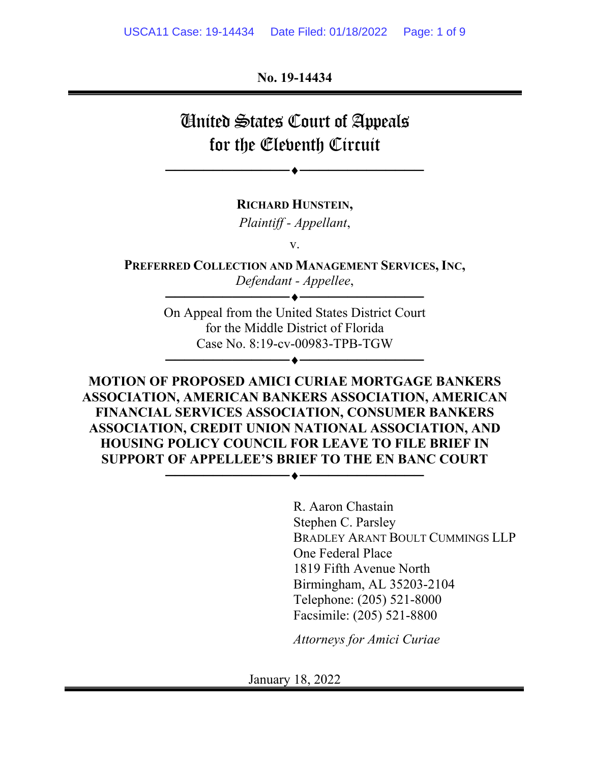No. 19-14434

# United States Court of Appeals for the Eleventh Circuit

**RICHARD HUNSTEIN,**
*Plaintiff - Appellant*,

v.

**PREFERRED COLLECTION AND MANAGEMENT SERVICES, INC,**
*Defendant - Appellee*,

On Appeal from the United States District Court
for the Middle District of Florida
Case No. 8:19-cv-00983-TPB-TGW

**MOTION OF PROPOSED AMICI CURIAE MORTGAGE BANKERS ASSOCIATION, AMERICAN BANKERS ASSOCIATION, AMERICAN FINANCIAL SERVICES ASSOCIATION, CONSUMER BANKERS ASSOCIATION, CREDIT UNION NATIONAL ASSOCIATION, AND HOUSING POLICY COUNCIL FOR LEAVE TO FILE BRIEF IN SUPPORT OF APPELLEE'S BRIEF TO THE EN BANC COURT**

R. Aaron Chastain
Stephen C. Parsley
BRADLEY ARANT BOULT CUMMINGS LLP
One Federal Place
1819 Fifth Avenue North
Birmingham, AL 35203-2104
Telephone: (205) 521-8000
Facsimile: (205) 521-8800

*Attorneys for Amici Curiae*

January 18, 2022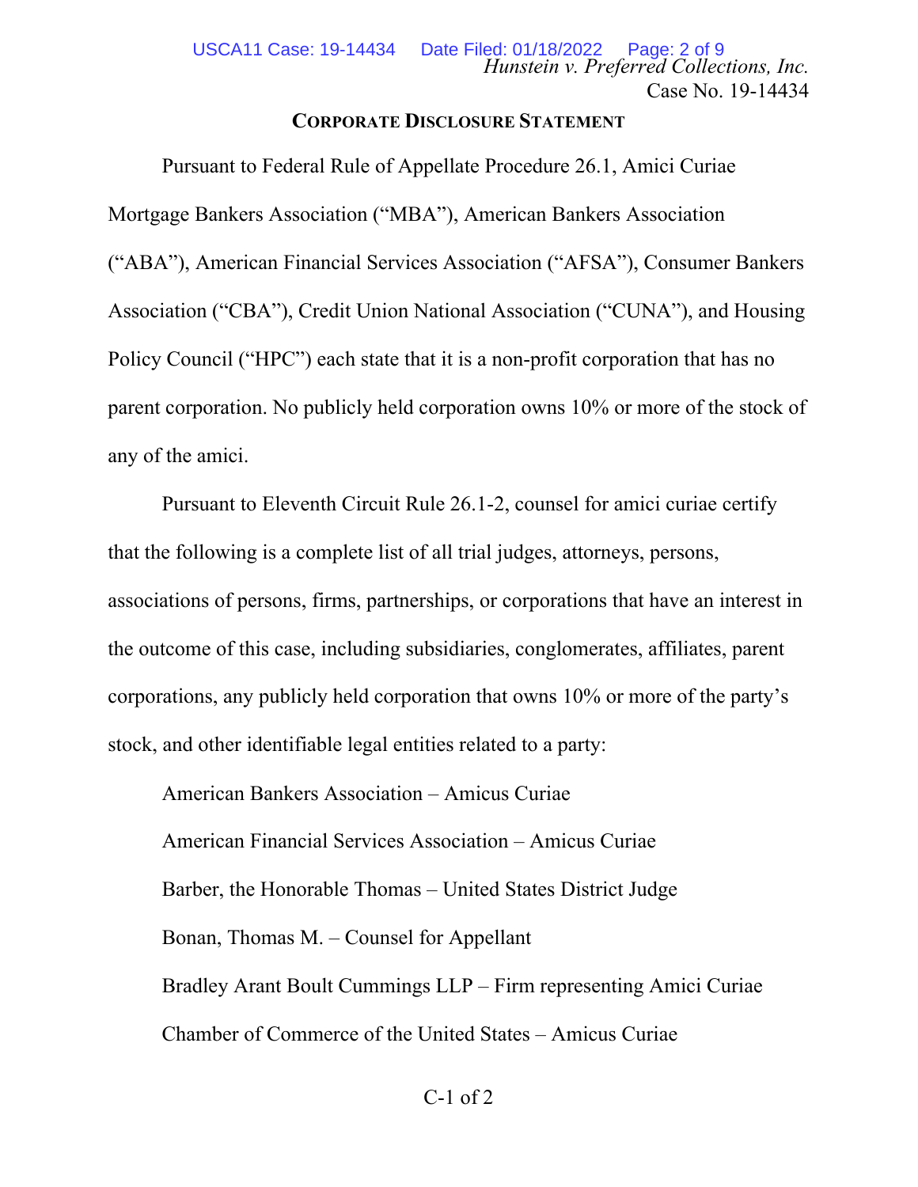## CORPORATE DISCLOSURE STATEMENT

Pursuant to Federal Rule of Appellate Procedure 26.1, Amici Curiae Mortgage Bankers Association ("MBA"), American Bankers Association ("ABA"), American Financial Services Association ("AFSA"), Consumer Bankers Association ("CBA"), Credit Union National Association ("CUNA"), and Housing Policy Council ("HPC") each state that it is a non-profit corporation that has no parent corporation. No publicly held corporation owns 10% or more of the stock of any of the amici.

Pursuant to Eleventh Circuit Rule 26.1-2, counsel for amici curiae certify that the following is a complete list of all trial judges, attorneys, persons, associations of persons, firms, partnerships, or corporations that have an interest in the outcome of this case, including subsidiaries, conglomerates, affiliates, parent corporations, any publicly held corporation that owns 10% or more of the party's stock, and other identifiable legal entities related to a party:

American Bankers Association – Amicus Curiae

American Financial Services Association – Amicus Curiae

Barber, the Honorable Thomas – United States District Judge

Bonan, Thomas M. – Counsel for Appellant

Bradley Arant Boult Cummings LLP – Firm representing Amici Curiae

Chamber of Commerce of the United States – Amicus Curiae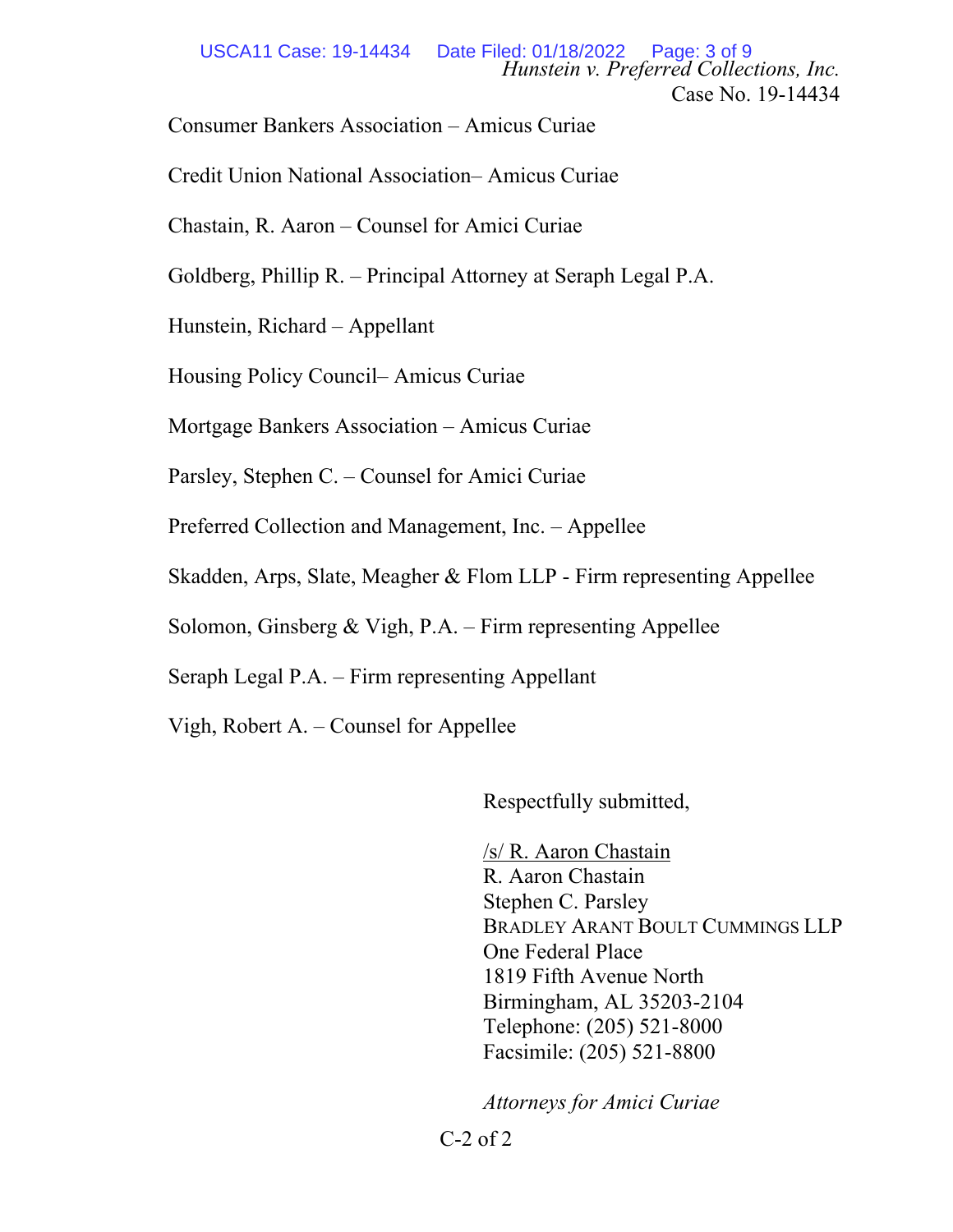Consumer Bankers Association – Amicus Curiae

Credit Union National Association– Amicus Curiae

Chastain, R. Aaron – Counsel for Amici Curiae

Goldberg, Phillip R. – Principal Attorney at Seraph Legal P.A.

Hunstein, Richard – Appellant

Housing Policy Council– Amicus Curiae

Mortgage Bankers Association – Amicus Curiae

Parsley, Stephen C. – Counsel for Amici Curiae

Preferred Collection and Management, Inc. – Appellee

Skadden, Arps, Slate, Meagher & Flom LLP - Firm representing Appellee

Solomon, Ginsberg & Vigh, P.A. – Firm representing Appellee

Seraph Legal P.A. – Firm representing Appellant

Vigh, Robert A. – Counsel for Appellee

Respectfully submitted,

/s/ R. Aaron Chastain
R. Aaron Chastain
Stephen C. Parsley
BRADLEY ARANT BOULT CUMMINGS LLP
One Federal Place
1819 Fifth Avenue North
Birmingham, AL 35203-2104
Telephone: (205) 521-8000
Facsimile: (205) 521-8800

*Attorneys for Amici Curiae*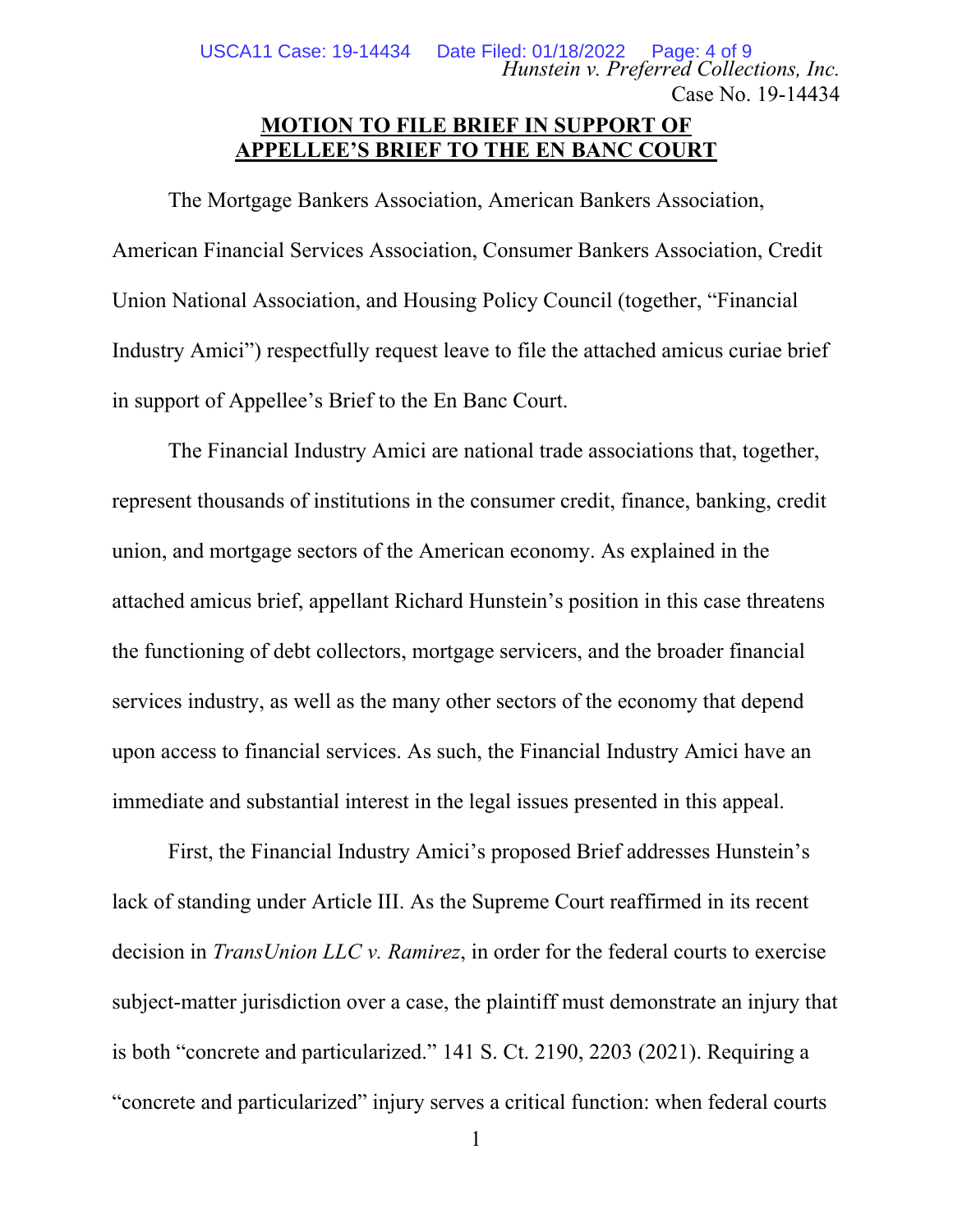## MOTION TO FILE BRIEF IN SUPPORT OF APPELLEE'S BRIEF TO THE EN BANC COURT

The Mortgage Bankers Association, American Bankers Association, American Financial Services Association, Consumer Bankers Association, Credit Union National Association, and Housing Policy Council (together, "Financial Industry Amici") respectfully request leave to file the attached amicus curiae brief in support of Appellee's Brief to the En Banc Court.

The Financial Industry Amici are national trade associations that, together, represent thousands of institutions in the consumer credit, finance, banking, credit union, and mortgage sectors of the American economy. As explained in the attached amicus brief, appellant Richard Hunstein's position in this case threatens the functioning of debt collectors, mortgage servicers, and the broader financial services industry, as well as the many other sectors of the economy that depend upon access to financial services. As such, the Financial Industry Amici have an immediate and substantial interest in the legal issues presented in this appeal.

First, the Financial Industry Amici's proposed Brief addresses Hunstein's lack of standing under Article III. As the Supreme Court reaffirmed in its recent decision in *TransUnion LLC v. Ramirez*, in order for the federal courts to exercise subject-matter jurisdiction over a case, the plaintiff must demonstrate an injury that is both "concrete and particularized." 141 S. Ct. 2190, 2203 (2021). Requiring a "concrete and particularized" injury serves a critical function: when federal courts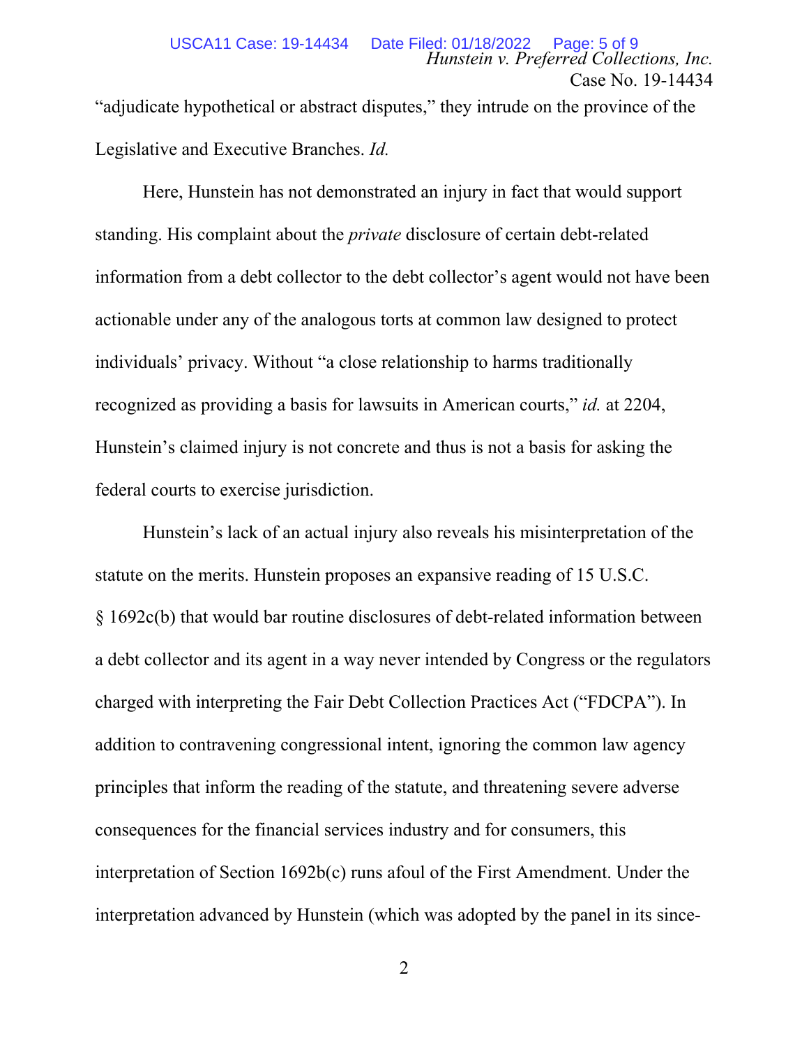"adjudicate hypothetical or abstract disputes," they intrude on the province of the Legislative and Executive Branches. *Id.*

Here, Hunstein has not demonstrated an injury in fact that would support standing. His complaint about the *private* disclosure of certain debt-related information from a debt collector to the debt collector's agent would not have been actionable under any of the analogous torts at common law designed to protect individuals' privacy. Without "a close relationship to harms traditionally recognized as providing a basis for lawsuits in American courts," *id.* at 2204, Hunstein's claimed injury is not concrete and thus is not a basis for asking the federal courts to exercise jurisdiction.

Hunstein's lack of an actual injury also reveals his misinterpretation of the statute on the merits. Hunstein proposes an expansive reading of 15 U.S.C. § 1692c(b) that would bar routine disclosures of debt-related information between a debt collector and its agent in a way never intended by Congress or the regulators charged with interpreting the Fair Debt Collection Practices Act ("FDCPA"). In addition to contravening congressional intent, ignoring the common law agency principles that inform the reading of the statute, and threatening severe adverse consequences for the financial services industry and for consumers, this interpretation of Section 1692b(c) runs afoul of the First Amendment. Under the interpretation advanced by Hunstein (which was adopted by the panel in its since-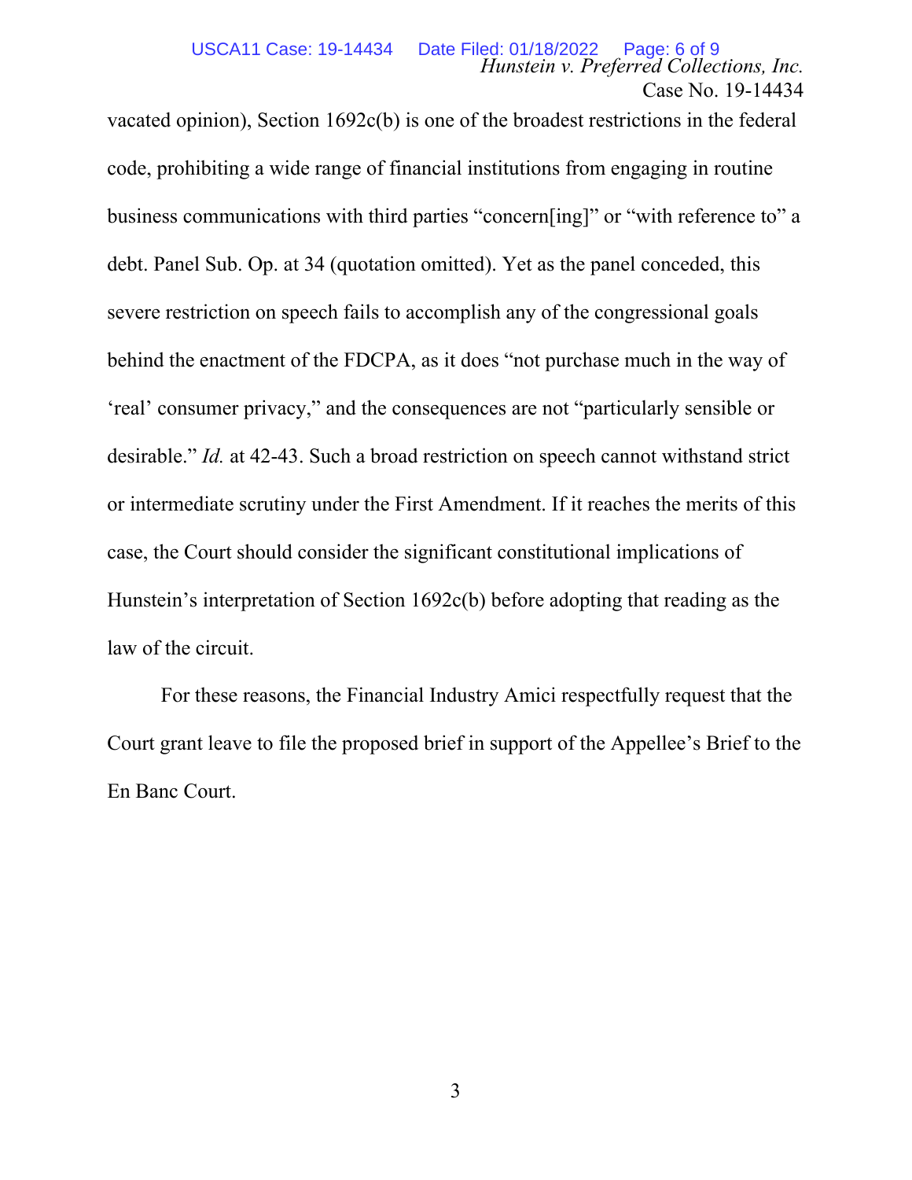vacated opinion), Section 1692c(b) is one of the broadest restrictions in the federal code, prohibiting a wide range of financial institutions from engaging in routine business communications with third parties "concern[ing]" or "with reference to" a debt. Panel Sub. Op. at 34 (quotation omitted). Yet as the panel conceded, this severe restriction on speech fails to accomplish any of the congressional goals behind the enactment of the FDCPA, as it does "not purchase much in the way of 'real' consumer privacy," and the consequences are not "particularly sensible or desirable." *Id.* at 42-43. Such a broad restriction on speech cannot withstand strict or intermediate scrutiny under the First Amendment. If it reaches the merits of this case, the Court should consider the significant constitutional implications of Hunstein's interpretation of Section 1692c(b) before adopting that reading as the law of the circuit.

For these reasons, the Financial Industry Amici respectfully request that the Court grant leave to file the proposed brief in support of the Appellee's Brief to the En Banc Court.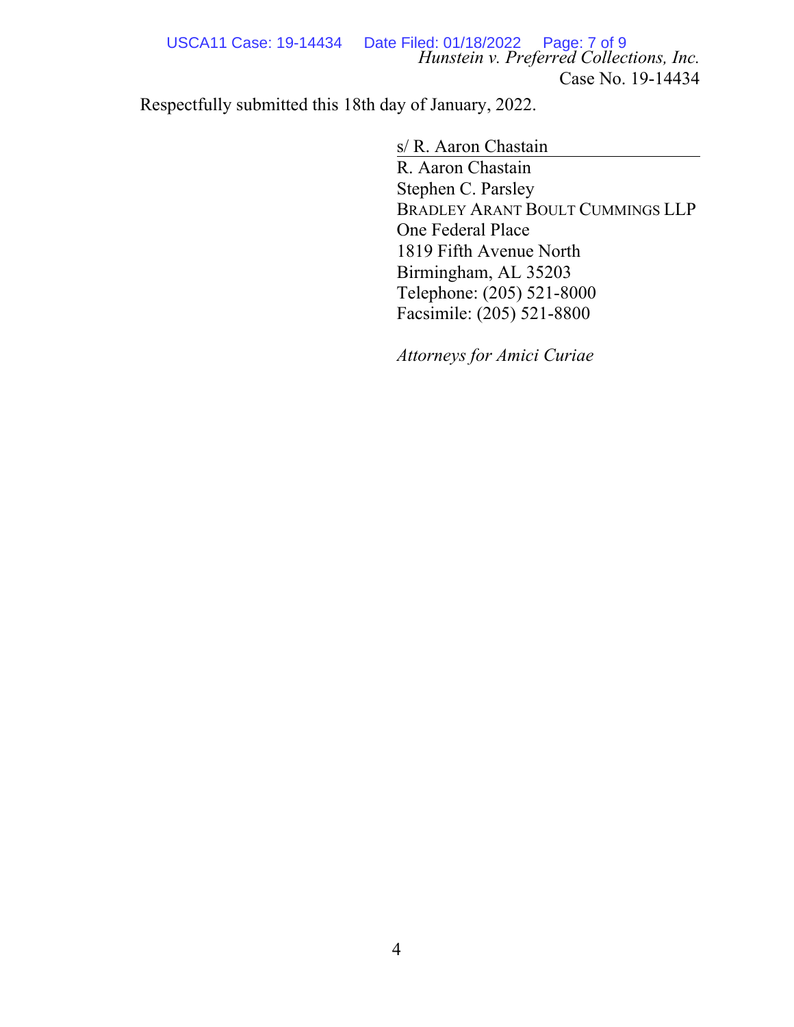Respectfully submitted this 18th day of January, 2022.

s/ R. Aaron Chastain
R. Aaron Chastain
Stephen C. Parsley
BRADLEY ARANT BOULT CUMMINGS LLP
One Federal Place
1819 Fifth Avenue North
Birmingham, AL 35203
Telephone: (205) 521-8000
Facsimile: (205) 521-8800

*Attorneys for Amici Curiae*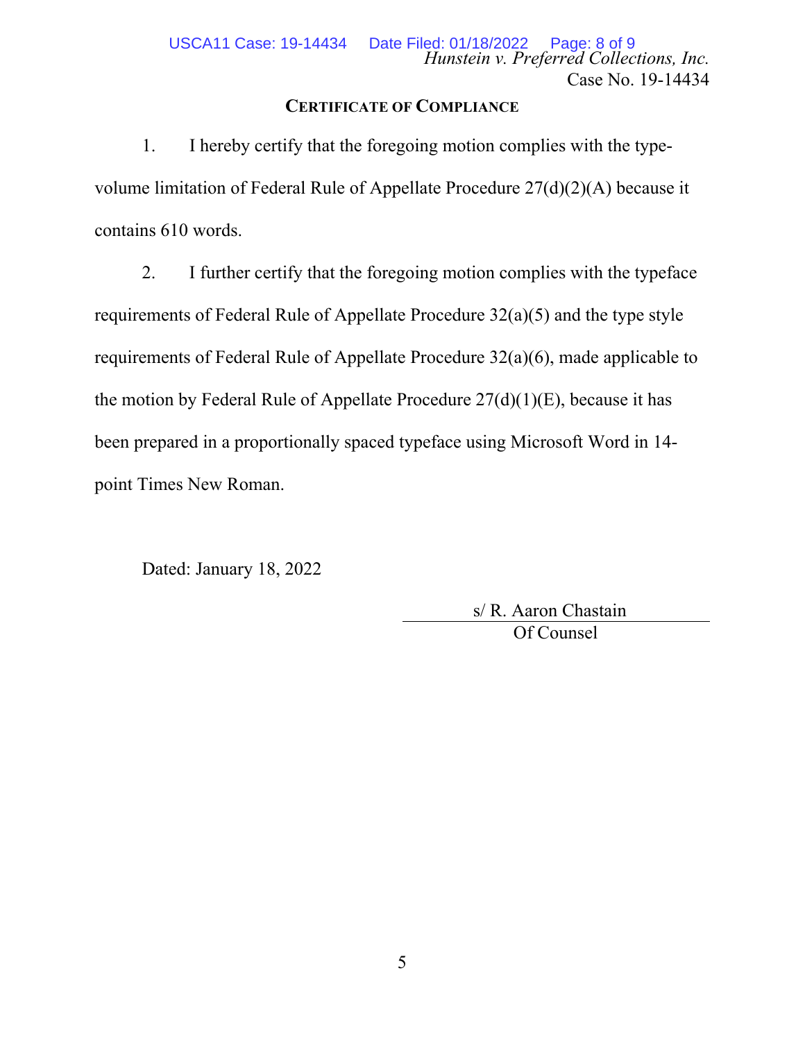## Certificate of Compliance

1. I hereby certify that the foregoing motion complies with the type-volume limitation of Federal Rule of Appellate Procedure 27(d)(2)(A) because it contains 610 words.

2. I further certify that the foregoing motion complies with the typeface requirements of Federal Rule of Appellate Procedure 32(a)(5) and the type style requirements of Federal Rule of Appellate Procedure 32(a)(6), made applicable to the motion by Federal Rule of Appellate Procedure 27(d)(1)(E), because it has been prepared in a proportionally spaced typeface using Microsoft Word in 14-point Times New Roman.

Dated: January 18, 2022

s/ R. Aaron Chastain
Of Counsel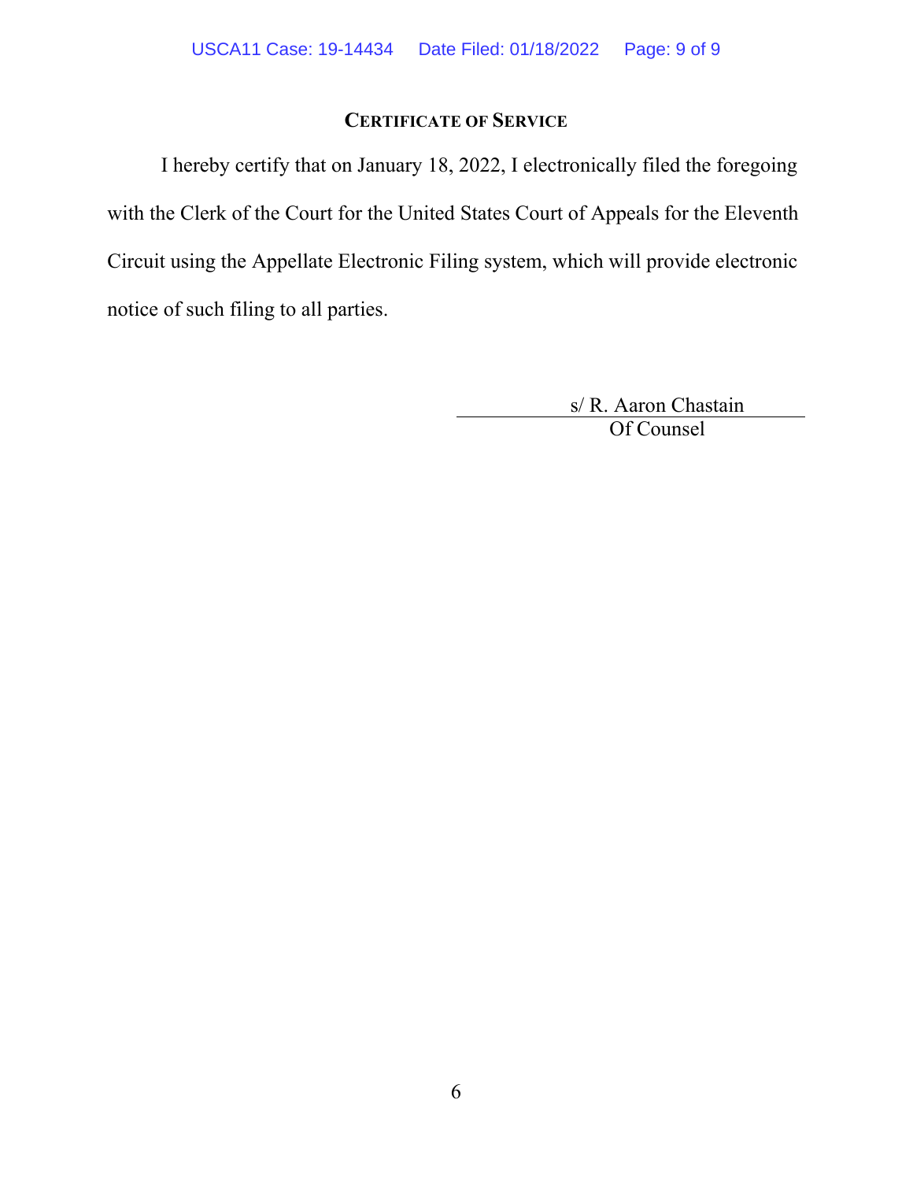## CERTIFICATE OF SERVICE

I hereby certify that on January 18, 2022, I electronically filed the foregoing with the Clerk of the Court for the United States Court of Appeals for the Eleventh Circuit using the Appellate Electronic Filing system, which will provide electronic notice of such filing to all parties.

s/ R. Aaron Chastain
Of Counsel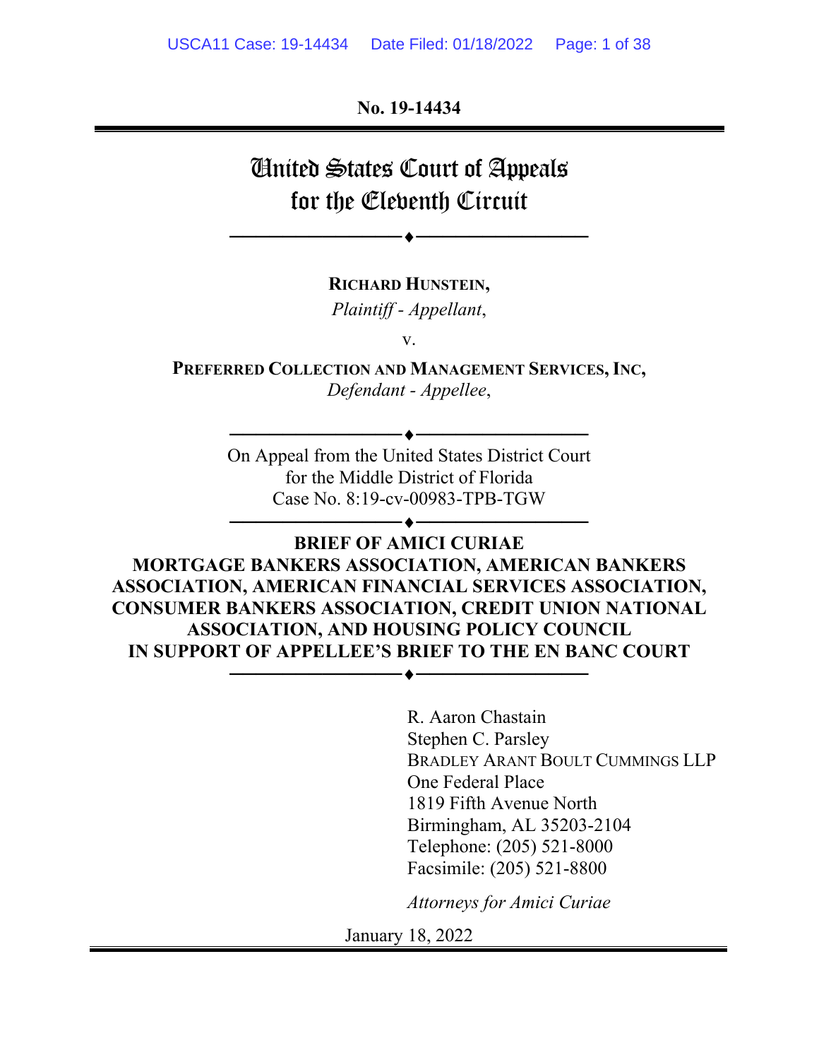No. 19-14434

# United States Court of Appeals for the Eleventh Circuit

**RICHARD HUNSTEIN,**
*Plaintiff - Appellant*,

v.

**PREFERRED COLLECTION AND MANAGEMENT SERVICES, INC,**
*Defendant - Appellee*,

On Appeal from the United States District Court for the Middle District of Florida
Case No. 8:19-cv-00983-TPB-TGW

**BRIEF OF AMICI CURIAE MORTGAGE BANKERS ASSOCIATION, AMERICAN BANKERS ASSOCIATION, AMERICAN FINANCIAL SERVICES ASSOCIATION, CONSUMER BANKERS ASSOCIATION, CREDIT UNION NATIONAL ASSOCIATION, AND HOUSING POLICY COUNCIL IN SUPPORT OF APPELLEE'S BRIEF TO THE EN BANC COURT**

R. Aaron Chastain
Stephen C. Parsley
BRADLEY ARANT BOULT CUMMINGS LLP
One Federal Place
1819 Fifth Avenue North
Birmingham, AL 35203-2104
Telephone: (205) 521-8000
Facsimile: (205) 521-8800

*Attorneys for Amici Curiae*

January 18, 2022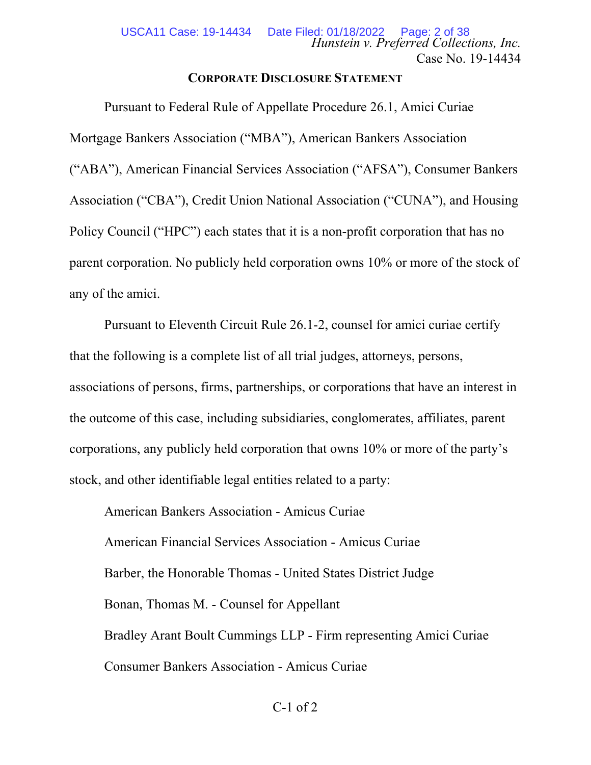## CORPORATE DISCLOSURE STATEMENT

Pursuant to Federal Rule of Appellate Procedure 26.1, Amici Curiae Mortgage Bankers Association ("MBA"), American Bankers Association ("ABA"), American Financial Services Association ("AFSA"), Consumer Bankers Association ("CBA"), Credit Union National Association ("CUNA"), and Housing Policy Council ("HPC") each states that it is a non-profit corporation that has no parent corporation. No publicly held corporation owns 10% or more of the stock of any of the amici.

Pursuant to Eleventh Circuit Rule 26.1-2, counsel for amici curiae certify that the following is a complete list of all trial judges, attorneys, persons, associations of persons, firms, partnerships, or corporations that have an interest in the outcome of this case, including subsidiaries, conglomerates, affiliates, parent corporations, any publicly held corporation that owns 10% or more of the party's stock, and other identifiable legal entities related to a party:

American Bankers Association - Amicus Curiae

American Financial Services Association - Amicus Curiae

Barber, the Honorable Thomas - United States District Judge

Bonan, Thomas M. - Counsel for Appellant

Bradley Arant Boult Cummings LLP - Firm representing Amici Curiae

Consumer Bankers Association - Amicus Curiae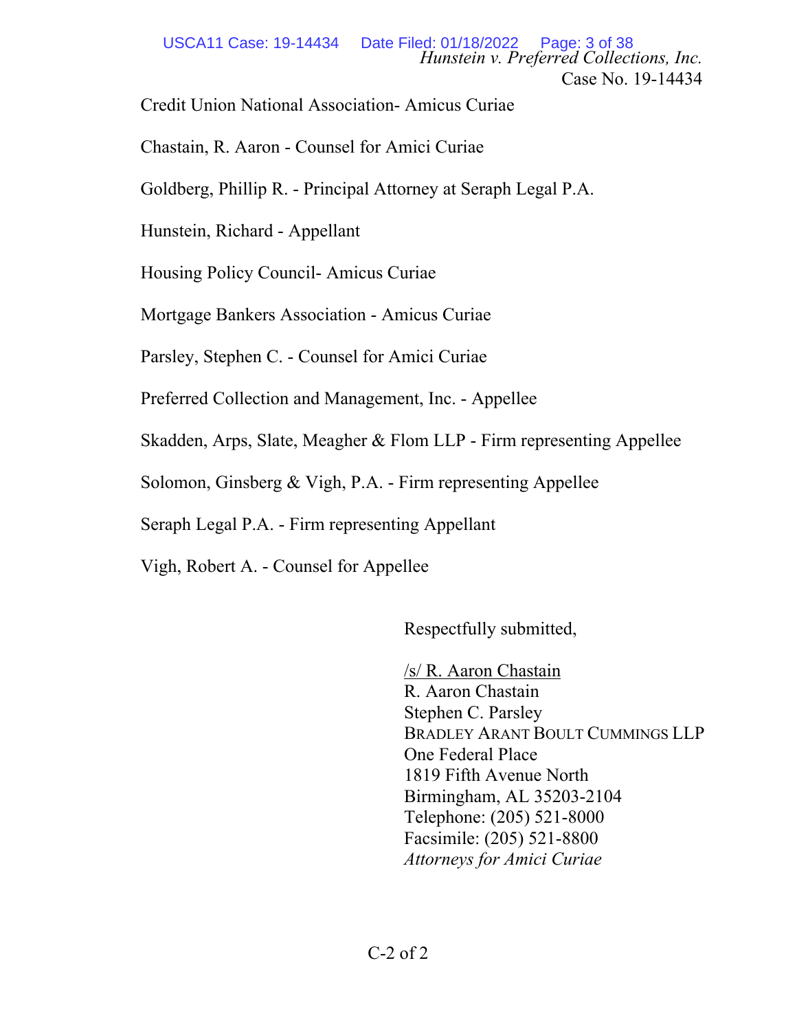Credit Union National Association- Amicus Curiae

Chastain, R. Aaron - Counsel for Amici Curiae

Goldberg, Phillip R. - Principal Attorney at Seraph Legal P.A.

Hunstein, Richard - Appellant

Housing Policy Council- Amicus Curiae

Mortgage Bankers Association - Amicus Curiae

Parsley, Stephen C. - Counsel for Amici Curiae

Preferred Collection and Management, Inc. - Appellee

Skadden, Arps, Slate, Meagher & Flom LLP - Firm representing Appellee

Solomon, Ginsberg & Vigh, P.A. - Firm representing Appellee

Seraph Legal P.A. - Firm representing Appellant

Vigh, Robert A. - Counsel for Appellee

Respectfully submitted,

/s/ R. Aaron Chastain
R. Aaron Chastain
Stephen C. Parsley
BRADLEY ARANT BOULT CUMMINGS LLP
One Federal Place
1819 Fifth Avenue North
Birmingham, AL 35203-2104
Telephone: (205) 521-8000
Facsimile: (205) 521-8800
*Attorneys for Amici Curiae*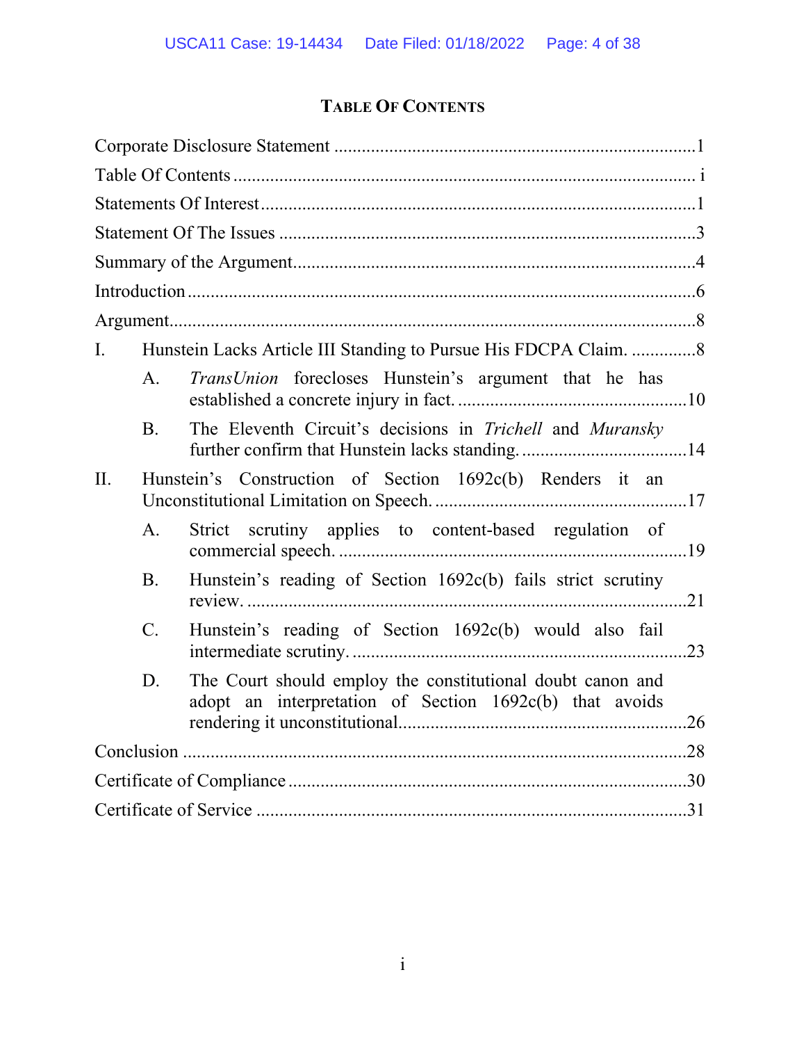# TABLE OF CONTENTS

Corporate Disclosure Statement ........................................................................1

Table Of Contents ................................................................................................ i

Statements Of Interest ........................................................................................1

Statement Of The Issues ......................................................................................3

Summary of the Argument...................................................................................4

Introduction ..........................................................................................................6

Argument...............................................................................................................8

I. Hunstein Lacks Article III Standing to Pursue His FDCPA Claim. ..............8

  A. *TransUnion* forecloses Hunstein's argument that he has established a concrete injury in fact. .................................................10

  B. The Eleventh Circuit's decisions in *Trichell* and *Muransky* further confirm that Hunstein lacks standing. ....................................14

II. Hunstein's Construction of Section 1692c(b) Renders it an Unconstitutional Limitation on Speech. ......................................................17

  A. Strict scrutiny applies to content-based regulation of commercial speech. ...........................................................................19

  B. Hunstein's reading of Section 1692c(b) fails strict scrutiny review. ...............................................................................................21

  C. Hunstein's reading of Section 1692c(b) would also fail intermediate scrutiny. .......................................................................23

  D. The Court should employ the constitutional doubt canon and adopt an interpretation of Section 1692c(b) that avoids rendering it unconstitutional...............................................................26

Conclusion ..........................................................................................................28

Certificate of Compliance ...................................................................................30

Certificate of Service ..........................................................................................31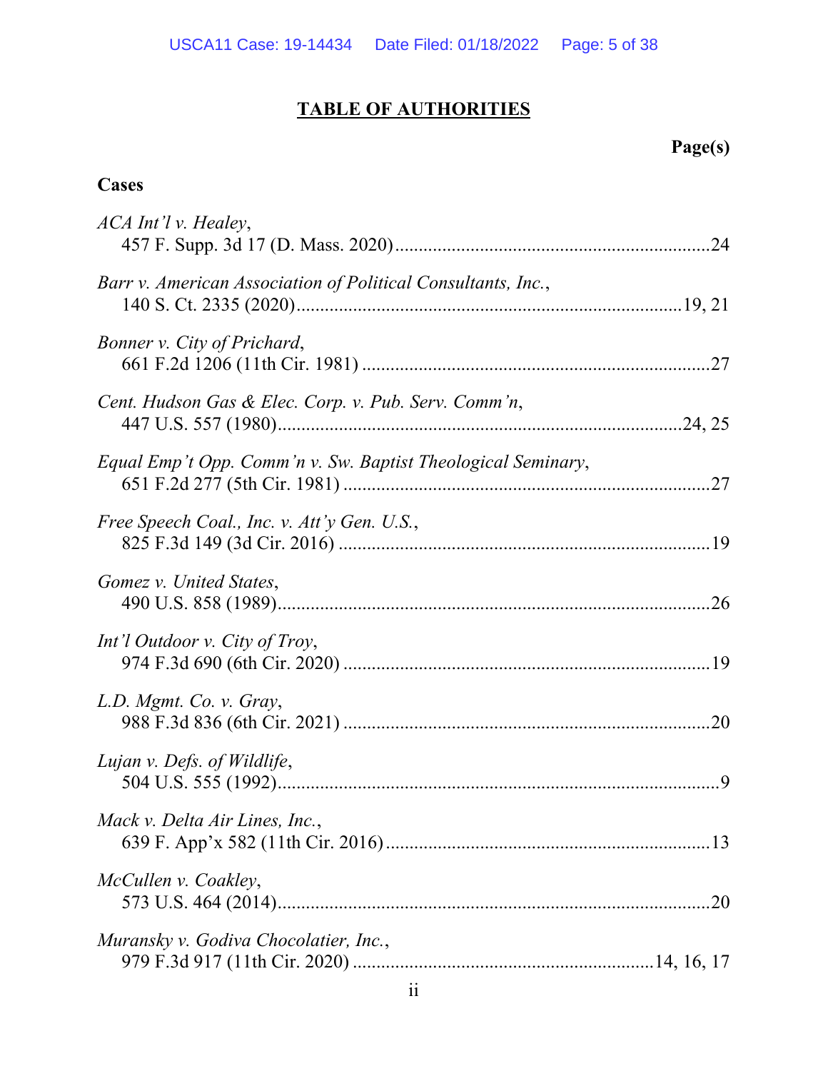# TABLE OF AUTHORITIES

**Page(s)**

**Cases**

*ACA Int'l v. Healey*,
457 F. Supp. 3d 17 (D. Mass. 2020) ....................................................................24

*Barr v. American Association of Political Consultants, Inc.*,
140 S. Ct. 2335 (2020) ..................................................................................19, 21

*Bonner v. City of Prichard*,
661 F.2d 1206 (11th Cir. 1981) ..........................................................................27

*Cent. Hudson Gas & Elec. Corp. v. Pub. Serv. Comm'n*,
447 U.S. 557 (1980) ......................................................................................24, 25

*Equal Emp't Opp. Comm'n v. Sw. Baptist Theological Seminary*,
651 F.2d 277 (5th Cir. 1981) ..............................................................................27

*Free Speech Coal., Inc. v. Att'y Gen. U.S.*,
825 F.3d 149 (3d Cir. 2016) ...............................................................................19

*Gomez v. United States*,
490 U.S. 858 (1989) ............................................................................................26

*Int'l Outdoor v. City of Troy*,
974 F.3d 690 (6th Cir. 2020) ..............................................................................19

*L.D. Mgmt. Co. v. Gray*,
988 F.3d 836 (6th Cir. 2021) ..............................................................................20

*Lujan v. Defs. of Wildlife*,
504 U.S. 555 (1992) ..............................................................................................9

*Mack v. Delta Air Lines, Inc.*,
639 F. App'x 582 (11th Cir. 2016) .....................................................................13

*McCullen v. Coakley*,
573 U.S. 464 (2014) ............................................................................................20

*Muransky v. Godiva Chocolatier, Inc.*,
979 F.3d 917 (11th Cir. 2020) ...............................................................14, 16, 17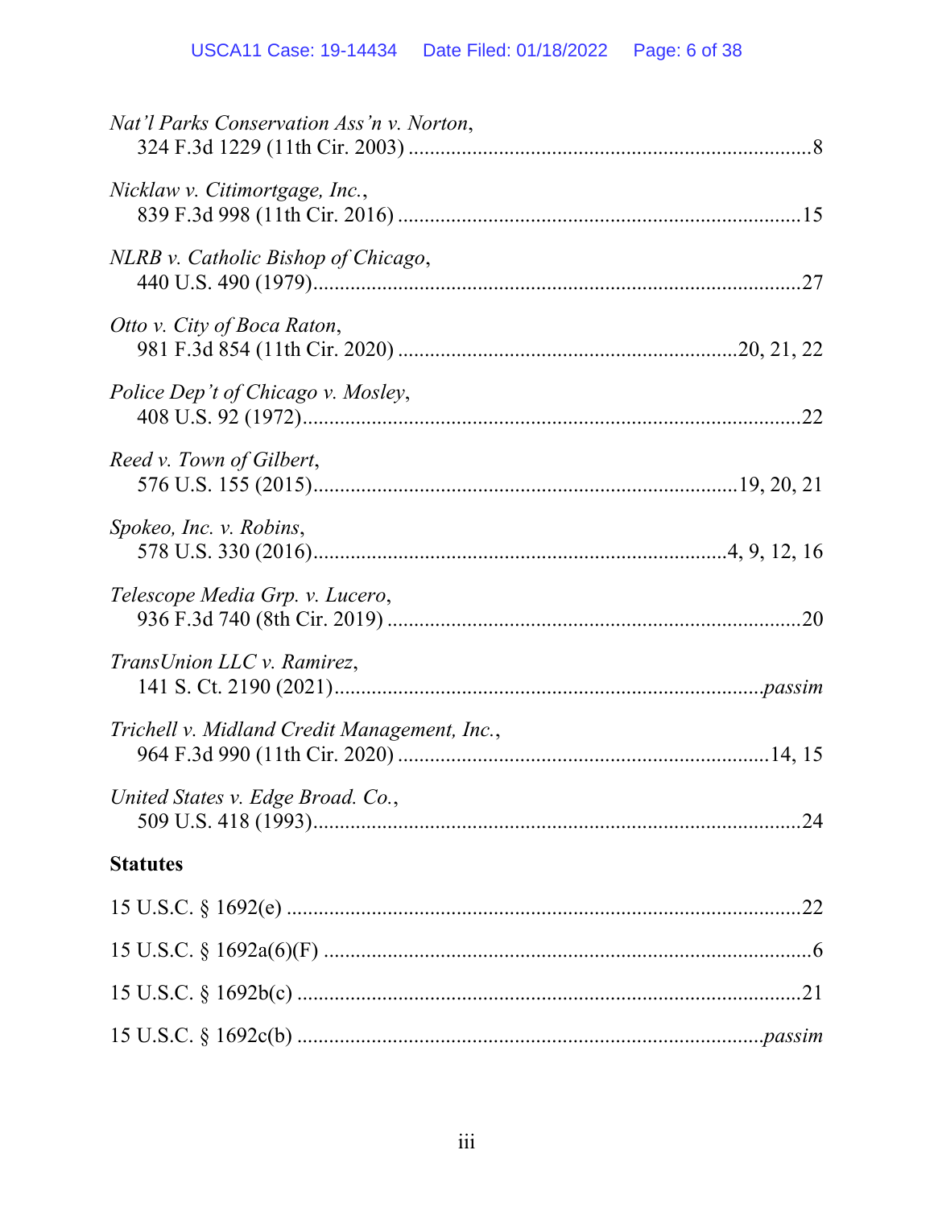*Nat'l Parks Conservation Ass'n v. Norton*,
324 F.3d 1229 (11th Cir. 2003) ............................................................................8

*Nicklaw v. Citimortgage, Inc.*,
839 F.3d 998 (11th Cir. 2016) ...........................................................................15

*NLRB v. Catholic Bishop of Chicago*,
440 U.S. 490 (1979).........................................................................................27

*Otto v. City of Boca Raton*,
981 F.3d 854 (11th Cir. 2020) ...............................................................20, 21, 22

*Police Dep't of Chicago v. Mosley*,
408 U.S. 92 (1972)...........................................................................................22

*Reed v. Town of Gilbert*,
576 U.S. 155 (2015).............................................................................19, 20, 21

*Spokeo, Inc. v. Robins*,
578 U.S. 330 (2016)..........................................................................4, 9, 12, 16

*Telescope Media Grp. v. Lucero*,
936 F.3d 740 (8th Cir. 2019) ...........................................................................20

*TransUnion LLC v. Ramirez*,
141 S. Ct. 2190 (2021).................................................................................*passim*

*Trichell v. Midland Credit Management, Inc.*,
964 F.3d 990 (11th Cir. 2020) ....................................................................14, 15

*United States v. Edge Broad. Co.*,
509 U.S. 418 (1993).........................................................................................24

**Statutes**

15 U.S.C. § 1692(e) ..............................................................................................22

15 U.S.C. § 1692a(6)(F) ..........................................................................................6

15 U.S.C. § 1692b(c) ............................................................................................21

15 U.S.C. § 1692c(b) .......................................................................................*passim*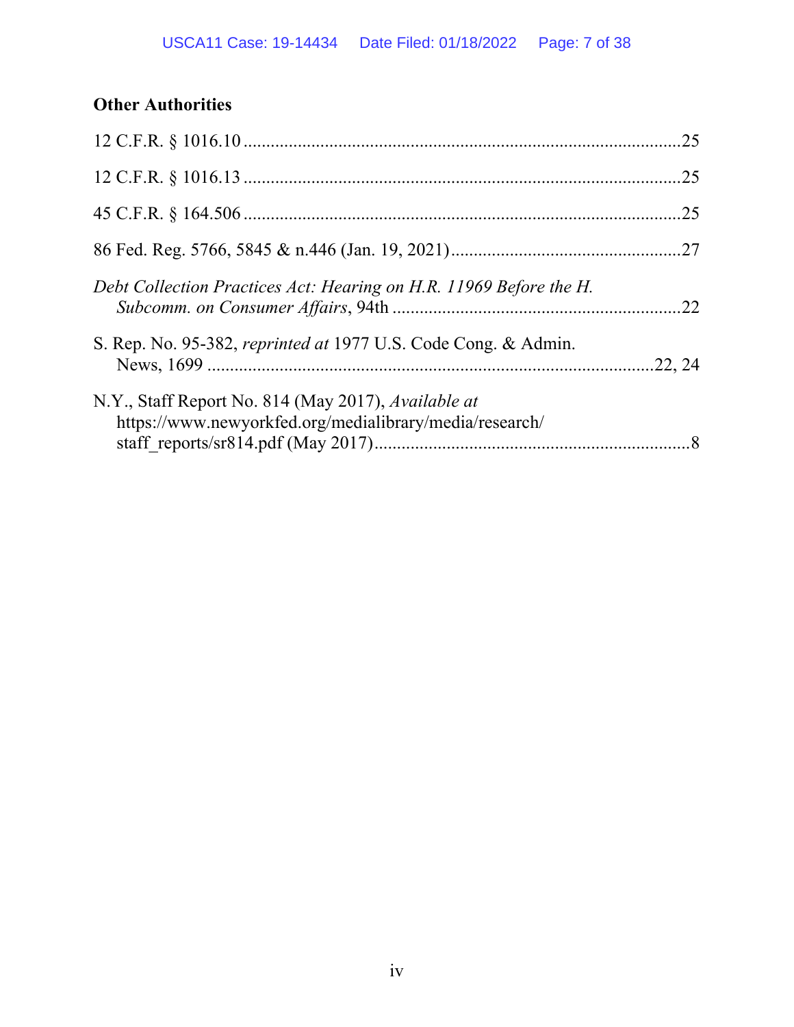### Other Authorities

12 C.F.R. § 1016.10 ....................................................................................25

12 C.F.R. § 1016.13 ....................................................................................25

45 C.F.R. § 164.506 ....................................................................................25

86 Fed. Reg. 5766, 5845 & n.446 (Jan. 19, 2021).........................................27

*Debt Collection Practices Act: Hearing on H.R. 11969 Before the H. Subcomm. on Consumer Affairs*, 94th ..................................................22

S. Rep. No. 95-382, *reprinted at* 1977 U.S. Code Cong. & Admin. News, 1699 .............................................................................................22, 24

N.Y., Staff Report No. 814 (May 2017), *Available at* https://www.newyorkfed.org/medialibrary/media/research/staff_reports/sr814.pdf (May 2017)......................................................................8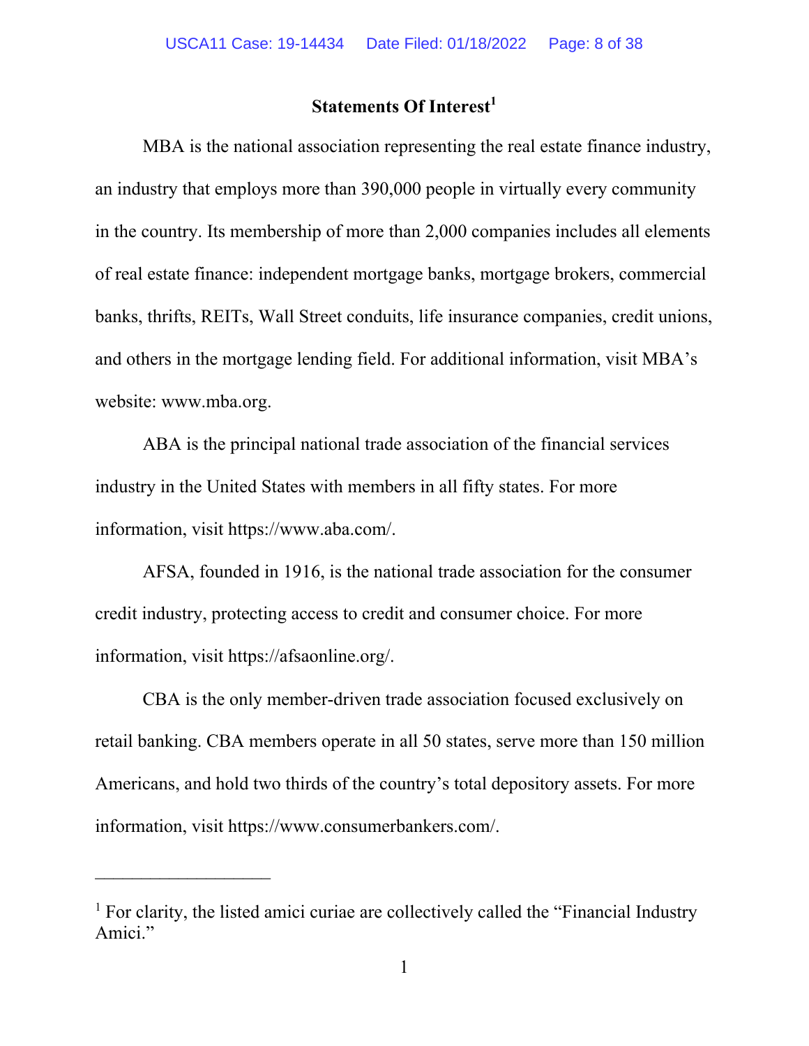## Statements Of Interest[1]

MBA is the national association representing the real estate finance industry, an industry that employs more than 390,000 people in virtually every community in the country. Its membership of more than 2,000 companies includes all elements of real estate finance: independent mortgage banks, mortgage brokers, commercial banks, thrifts, REITs, Wall Street conduits, life insurance companies, credit unions, and others in the mortgage lending field. For additional information, visit MBA's website: www.mba.org.

ABA is the principal national trade association of the financial services industry in the United States with members in all fifty states. For more information, visit https://www.aba.com/.

AFSA, founded in 1916, is the national trade association for the consumer credit industry, protecting access to credit and consumer choice. For more information, visit https://afsaonline.org/.

CBA is the only member-driven trade association focused exclusively on retail banking. CBA members operate in all 50 states, serve more than 150 million Americans, and hold two thirds of the country's total depository assets. For more information, visit https://www.consumerbankers.com/.

---

[1] For clarity, the listed amici curiae are collectively called the "Financial Industry Amici."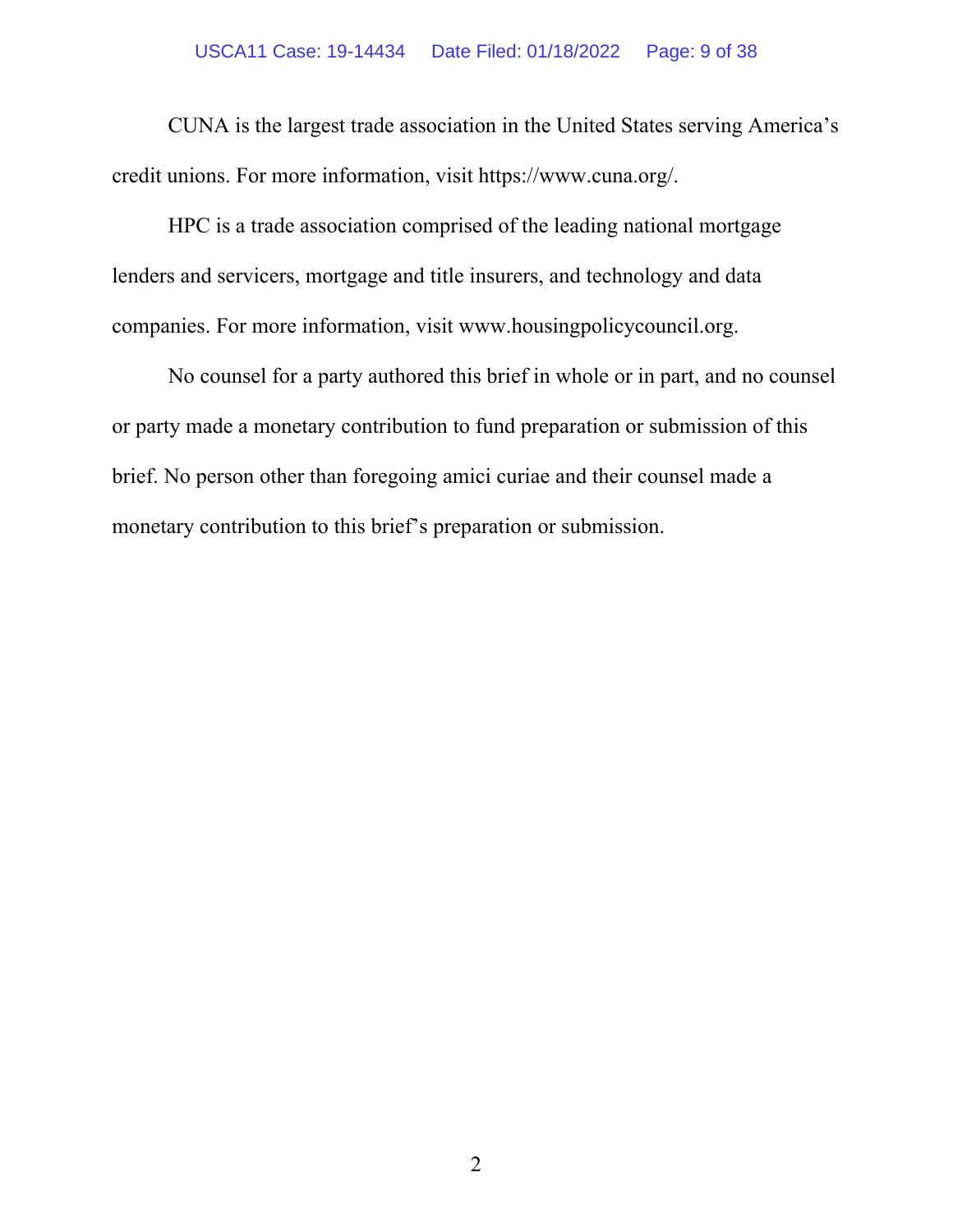CUNA is the largest trade association in the United States serving America's credit unions. For more information, visit https://www.cuna.org/.

HPC is a trade association comprised of the leading national mortgage lenders and servicers, mortgage and title insurers, and technology and data companies. For more information, visit www.housingpolicycouncil.org.

No counsel for a party authored this brief in whole or in part, and no counsel or party made a monetary contribution to fund preparation or submission of this brief. No person other than foregoing amici curiae and their counsel made a monetary contribution to this brief's preparation or submission.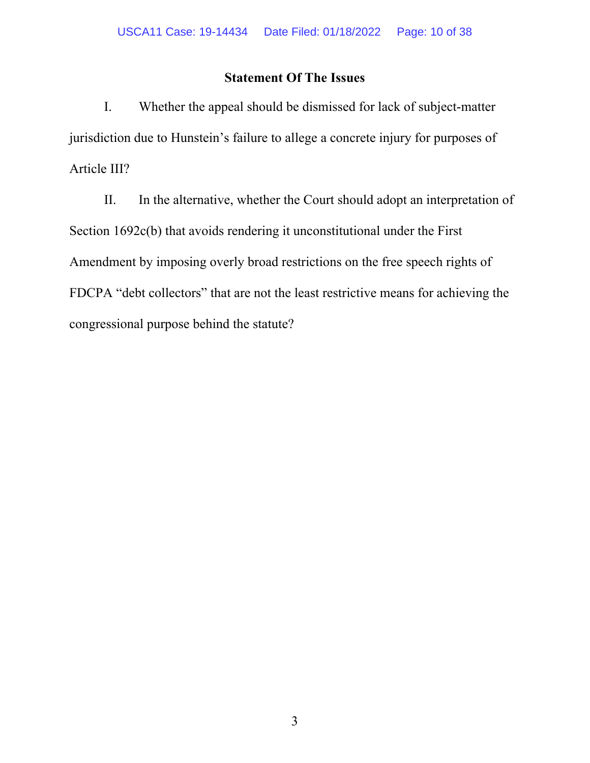## Statement Of The Issues

I. Whether the appeal should be dismissed for lack of subject-matter jurisdiction due to Hunstein's failure to allege a concrete injury for purposes of Article III?

II. In the alternative, whether the Court should adopt an interpretation of Section 1692c(b) that avoids rendering it unconstitutional under the First Amendment by imposing overly broad restrictions on the free speech rights of FDCPA "debt collectors" that are not the least restrictive means for achieving the congressional purpose behind the statute?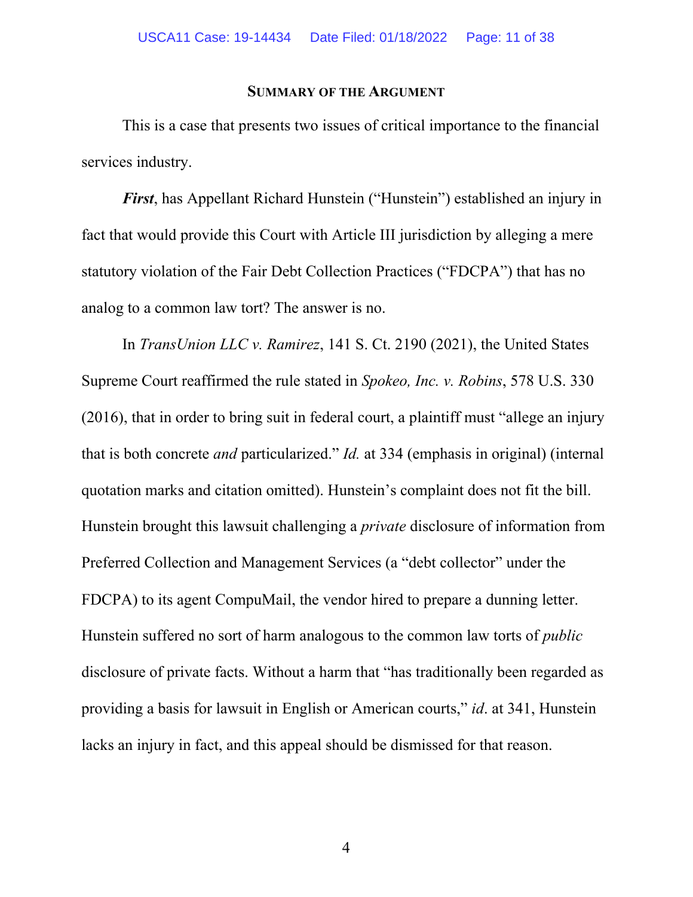## SUMMARY OF THE ARGUMENT

This is a case that presents two issues of critical importance to the financial services industry.

***First***, has Appellant Richard Hunstein ("Hunstein") established an injury in fact that would provide this Court with Article III jurisdiction by alleging a mere statutory violation of the Fair Debt Collection Practices ("FDCPA") that has no analog to a common law tort? The answer is no.

In *TransUnion LLC v. Ramirez*, 141 S. Ct. 2190 (2021), the United States Supreme Court reaffirmed the rule stated in *Spokeo, Inc. v. Robins*, 578 U.S. 330 (2016), that in order to bring suit in federal court, a plaintiff must "allege an injury that is both concrete *and* particularized." *Id.* at 334 (emphasis in original) (internal quotation marks and citation omitted). Hunstein's complaint does not fit the bill. Hunstein brought this lawsuit challenging a *private* disclosure of information from Preferred Collection and Management Services (a "debt collector" under the FDCPA) to its agent CompuMail, the vendor hired to prepare a dunning letter. Hunstein suffered no sort of harm analogous to the common law torts of *public* disclosure of private facts. Without a harm that "has traditionally been regarded as providing a basis for lawsuit in English or American courts," *id*. at 341, Hunstein lacks an injury in fact, and this appeal should be dismissed for that reason.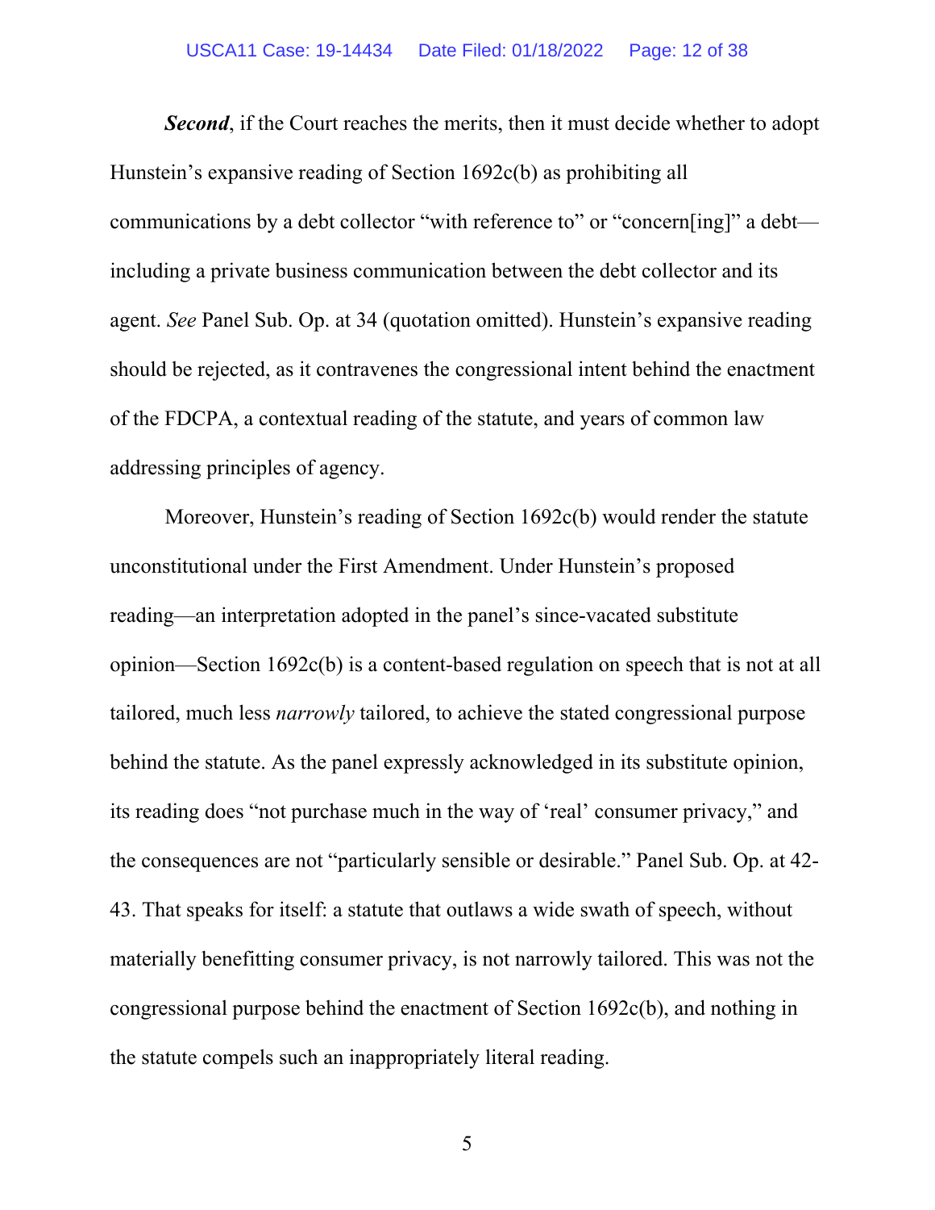***Second***, if the Court reaches the merits, then it must decide whether to adopt Hunstein's expansive reading of Section 1692c(b) as prohibiting all communications by a debt collector "with reference to" or "concern[ing]" a debt—including a private business communication between the debt collector and its agent. *See* Panel Sub. Op. at 34 (quotation omitted). Hunstein's expansive reading should be rejected, as it contravenes the congressional intent behind the enactment of the FDCPA, a contextual reading of the statute, and years of common law addressing principles of agency.

Moreover, Hunstein's reading of Section 1692c(b) would render the statute unconstitutional under the First Amendment. Under Hunstein's proposed reading—an interpretation adopted in the panel's since-vacated substitute opinion—Section 1692c(b) is a content-based regulation on speech that is not at all tailored, much less *narrowly* tailored, to achieve the stated congressional purpose behind the statute. As the panel expressly acknowledged in its substitute opinion, its reading does "not purchase much in the way of 'real' consumer privacy," and the consequences are not "particularly sensible or desirable." Panel Sub. Op. at 42-43. That speaks for itself: a statute that outlaws a wide swath of speech, without materially benefitting consumer privacy, is not narrowly tailored. This was not the congressional purpose behind the enactment of Section 1692c(b), and nothing in the statute compels such an inappropriately literal reading.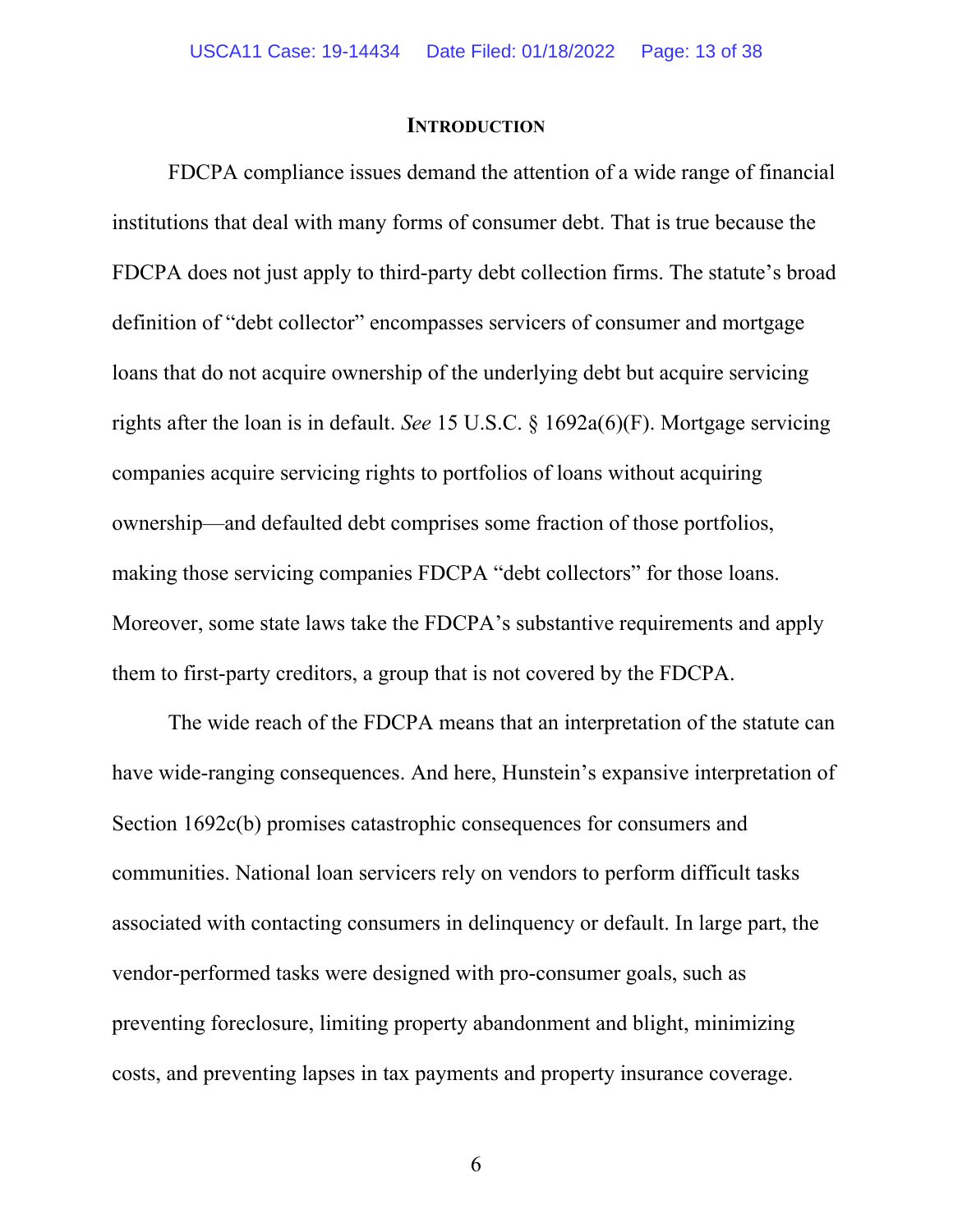## INTRODUCTION

FDCPA compliance issues demand the attention of a wide range of financial institutions that deal with many forms of consumer debt. That is true because the FDCPA does not just apply to third-party debt collection firms. The statute's broad definition of "debt collector" encompasses servicers of consumer and mortgage loans that do not acquire ownership of the underlying debt but acquire servicing rights after the loan is in default. *See* 15 U.S.C. § 1692a(6)(F). Mortgage servicing companies acquire servicing rights to portfolios of loans without acquiring ownership—and defaulted debt comprises some fraction of those portfolios, making those servicing companies FDCPA "debt collectors" for those loans. Moreover, some state laws take the FDCPA's substantive requirements and apply them to first-party creditors, a group that is not covered by the FDCPA.

The wide reach of the FDCPA means that an interpretation of the statute can have wide-ranging consequences. And here, Hunstein's expansive interpretation of Section 1692c(b) promises catastrophic consequences for consumers and communities. National loan servicers rely on vendors to perform difficult tasks associated with contacting consumers in delinquency or default. In large part, the vendor-performed tasks were designed with pro-consumer goals, such as preventing foreclosure, limiting property abandonment and blight, minimizing costs, and preventing lapses in tax payments and property insurance coverage.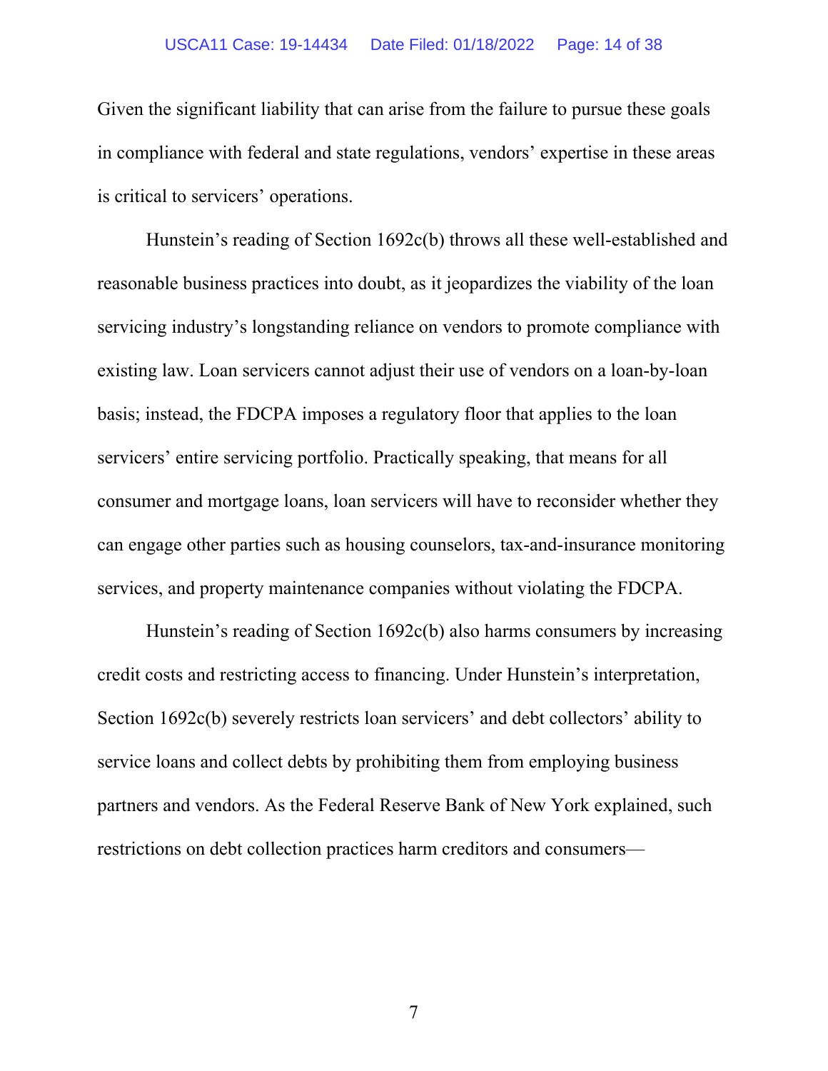Given the significant liability that can arise from the failure to pursue these goals in compliance with federal and state regulations, vendors' expertise in these areas is critical to servicers' operations.

Hunstein's reading of Section 1692c(b) throws all these well-established and reasonable business practices into doubt, as it jeopardizes the viability of the loan servicing industry's longstanding reliance on vendors to promote compliance with existing law. Loan servicers cannot adjust their use of vendors on a loan-by-loan basis; instead, the FDCPA imposes a regulatory floor that applies to the loan servicers' entire servicing portfolio. Practically speaking, that means for all consumer and mortgage loans, loan servicers will have to reconsider whether they can engage other parties such as housing counselors, tax-and-insurance monitoring services, and property maintenance companies without violating the FDCPA.

Hunstein's reading of Section 1692c(b) also harms consumers by increasing credit costs and restricting access to financing. Under Hunstein's interpretation, Section 1692c(b) severely restricts loan servicers' and debt collectors' ability to service loans and collect debts by prohibiting them from employing business partners and vendors. As the Federal Reserve Bank of New York explained, such restrictions on debt collection practices harm creditors and consumers—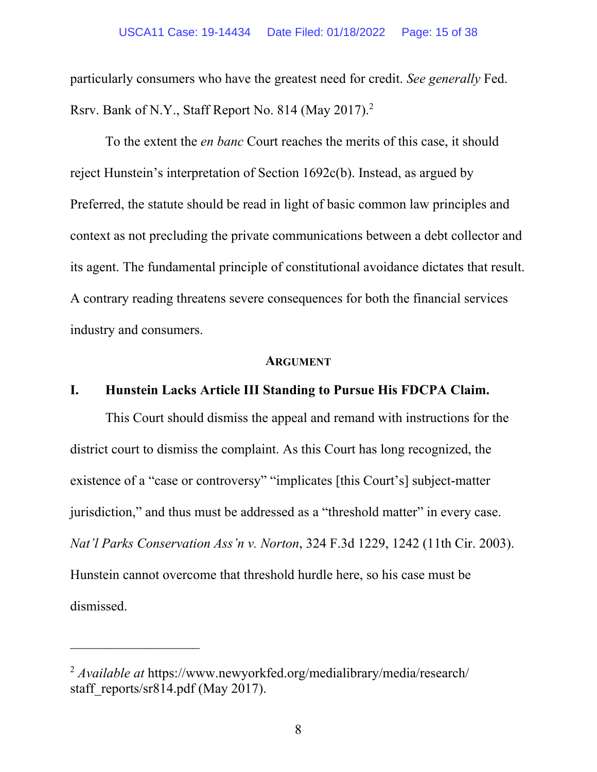particularly consumers who have the greatest need for credit. *See generally* Fed. Rsrv. Bank of N.Y., Staff Report No. 814 (May 2017).[2]

To the extent the *en banc* Court reaches the merits of this case, it should reject Hunstein's interpretation of Section 1692c(b). Instead, as argued by Preferred, the statute should be read in light of basic common law principles and context as not precluding the private communications between a debt collector and its agent. The fundamental principle of constitutional avoidance dictates that result. A contrary reading threatens severe consequences for both the financial services industry and consumers.

## Argument

### I. Hunstein Lacks Article III Standing to Pursue His FDCPA Claim.

This Court should dismiss the appeal and remand with instructions for the district court to dismiss the complaint. As this Court has long recognized, the existence of a "case or controversy" "implicates [this Court's] subject-matter jurisdiction," and thus must be addressed as a "threshold matter" in every case. *Nat'l Parks Conservation Ass'n v. Norton*, 324 F.3d 1229, 1242 (11th Cir. 2003). Hunstein cannot overcome that threshold hurdle here, so his case must be dismissed.

---

[2] *Available at* https://www.newyorkfed.org/medialibrary/media/research/staff_reports/sr814.pdf (May 2017).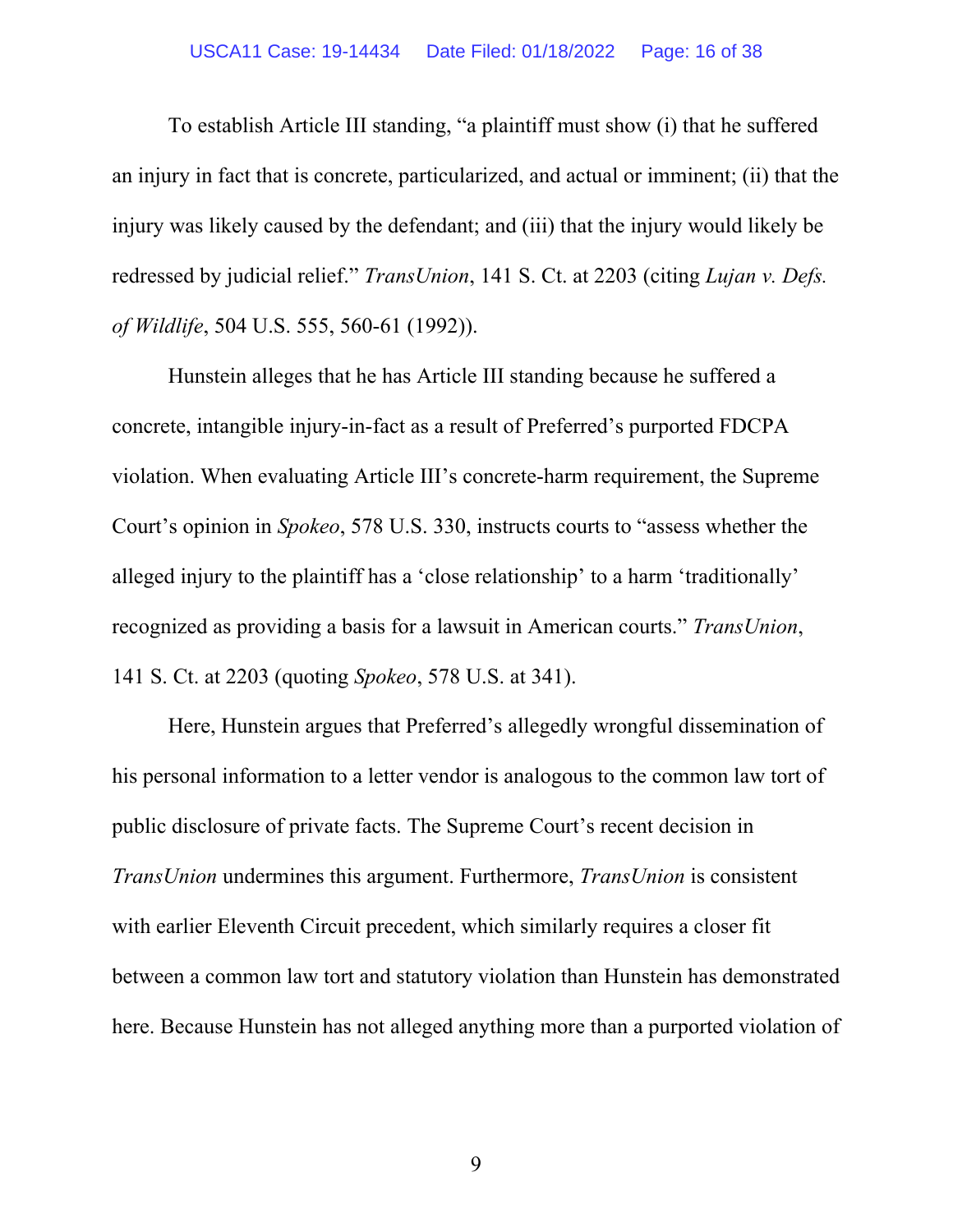To establish Article III standing, "a plaintiff must show (i) that he suffered an injury in fact that is concrete, particularized, and actual or imminent; (ii) that the injury was likely caused by the defendant; and (iii) that the injury would likely be redressed by judicial relief." *TransUnion*, 141 S. Ct. at 2203 (citing *Lujan v. Defs. of Wildlife*, 504 U.S. 555, 560-61 (1992)).

Hunstein alleges that he has Article III standing because he suffered a concrete, intangible injury-in-fact as a result of Preferred's purported FDCPA violation. When evaluating Article III's concrete-harm requirement, the Supreme Court's opinion in *Spokeo*, 578 U.S. 330, instructs courts to "assess whether the alleged injury to the plaintiff has a 'close relationship' to a harm 'traditionally' recognized as providing a basis for a lawsuit in American courts." *TransUnion*, 141 S. Ct. at 2203 (quoting *Spokeo*, 578 U.S. at 341).

Here, Hunstein argues that Preferred's allegedly wrongful dissemination of his personal information to a letter vendor is analogous to the common law tort of public disclosure of private facts. The Supreme Court's recent decision in *TransUnion* undermines this argument. Furthermore, *TransUnion* is consistent with earlier Eleventh Circuit precedent, which similarly requires a closer fit between a common law tort and statutory violation than Hunstein has demonstrated here. Because Hunstein has not alleged anything more than a purported violation of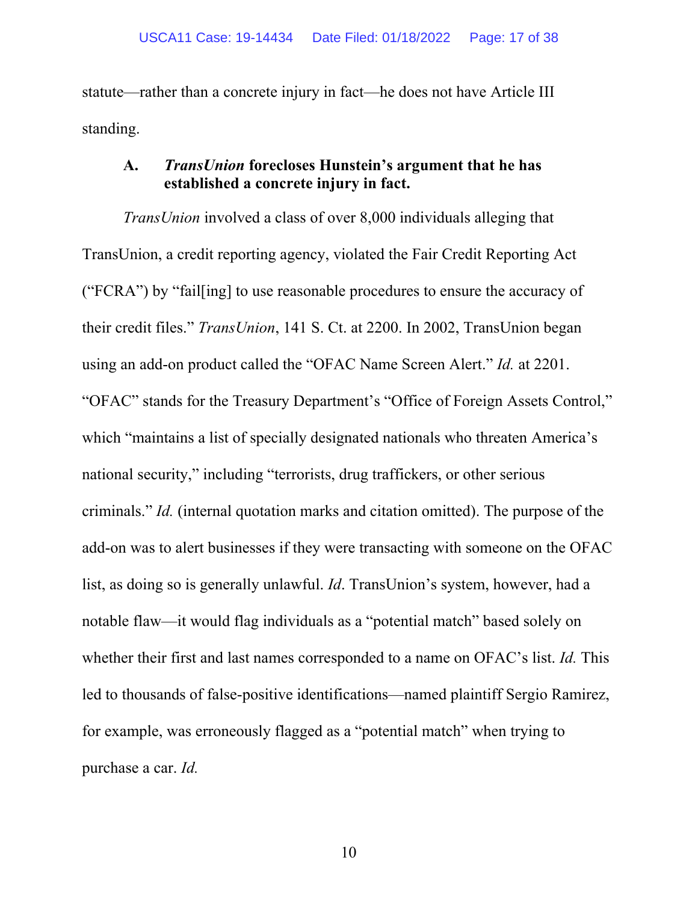statute—rather than a concrete injury in fact—he does not have Article III standing.

### A. *TransUnion* forecloses Hunstein's argument that he has established a concrete injury in fact.

*TransUnion* involved a class of over 8,000 individuals alleging that TransUnion, a credit reporting agency, violated the Fair Credit Reporting Act ("FCRA") by "fail[ing] to use reasonable procedures to ensure the accuracy of their credit files." *TransUnion*, 141 S. Ct. at 2200. In 2002, TransUnion began using an add-on product called the "OFAC Name Screen Alert." *Id.* at 2201. "OFAC" stands for the Treasury Department's "Office of Foreign Assets Control," which "maintains a list of specially designated nationals who threaten America's national security," including "terrorists, drug traffickers, or other serious criminals." *Id.* (internal quotation marks and citation omitted). The purpose of the add-on was to alert businesses if they were transacting with someone on the OFAC list, as doing so is generally unlawful. *Id*. TransUnion's system, however, had a notable flaw—it would flag individuals as a "potential match" based solely on whether their first and last names corresponded to a name on OFAC's list. *Id.* This led to thousands of false-positive identifications—named plaintiff Sergio Ramirez, for example, was erroneously flagged as a "potential match" when trying to purchase a car. *Id.*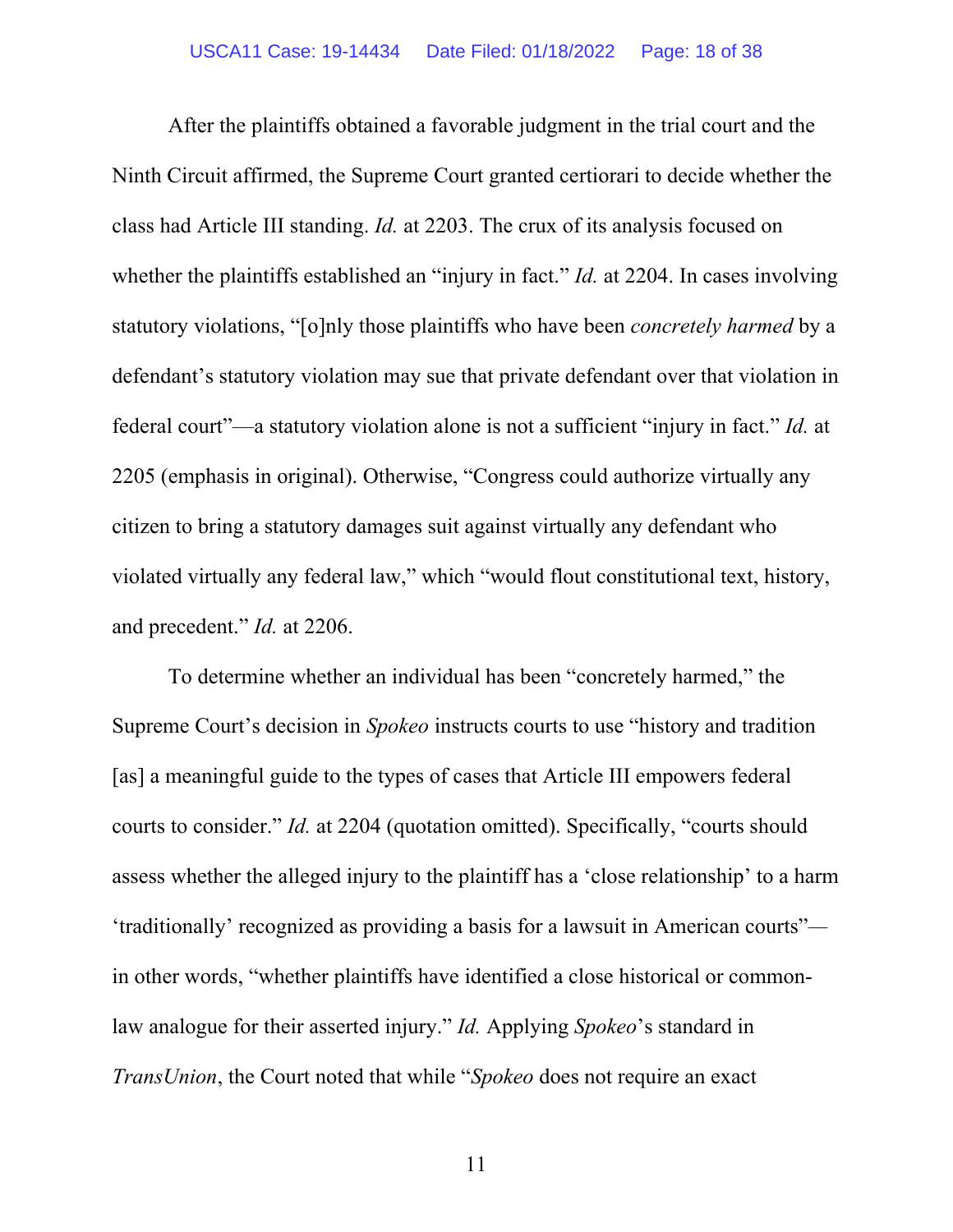After the plaintiffs obtained a favorable judgment in the trial court and the Ninth Circuit affirmed, the Supreme Court granted certiorari to decide whether the class had Article III standing. *Id.* at 2203. The crux of its analysis focused on whether the plaintiffs established an "injury in fact." *Id.* at 2204. In cases involving statutory violations, "[o]nly those plaintiffs who have been *concretely harmed* by a defendant's statutory violation may sue that private defendant over that violation in federal court"—a statutory violation alone is not a sufficient "injury in fact." *Id.* at 2205 (emphasis in original). Otherwise, "Congress could authorize virtually any citizen to bring a statutory damages suit against virtually any defendant who violated virtually any federal law," which "would flout constitutional text, history, and precedent." *Id.* at 2206.

To determine whether an individual has been "concretely harmed," the Supreme Court's decision in *Spokeo* instructs courts to use "history and tradition [as] a meaningful guide to the types of cases that Article III empowers federal courts to consider." *Id.* at 2204 (quotation omitted). Specifically, "courts should assess whether the alleged injury to the plaintiff has a 'close relationship' to a harm 'traditionally' recognized as providing a basis for a lawsuit in American courts"—in other words, "whether plaintiffs have identified a close historical or common-law analogue for their asserted injury." *Id.* Applying *Spokeo*'s standard in *TransUnion*, the Court noted that while "*Spokeo* does not require an exact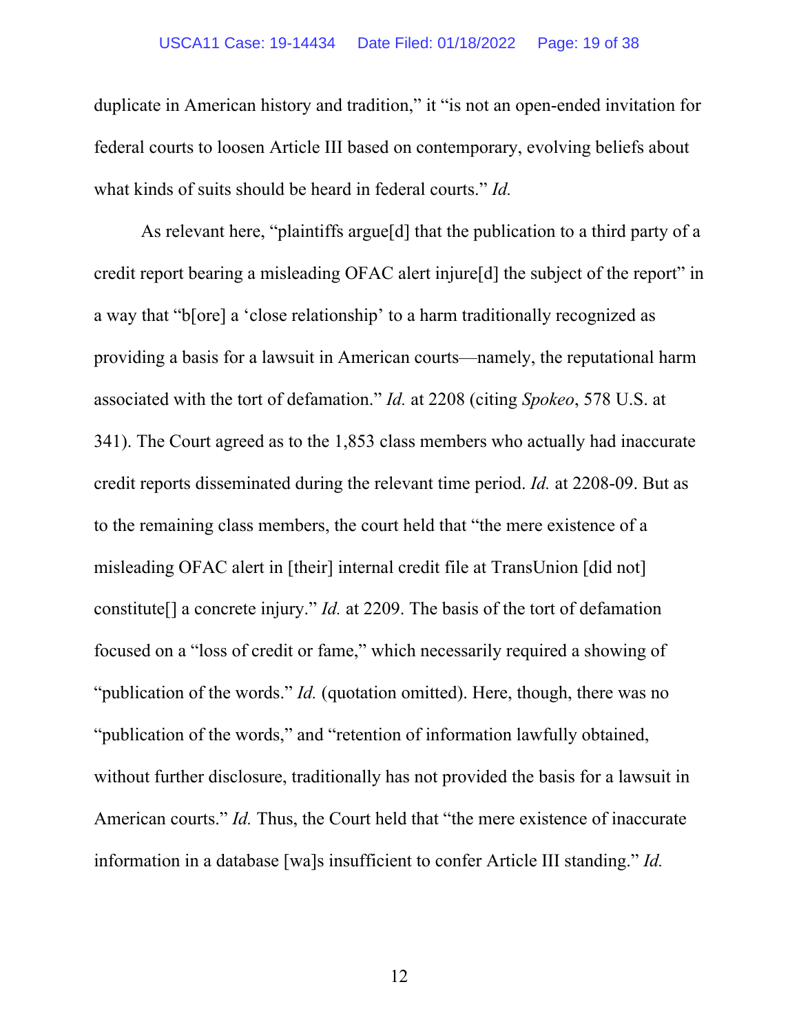duplicate in American history and tradition," it "is not an open-ended invitation for federal courts to loosen Article III based on contemporary, evolving beliefs about what kinds of suits should be heard in federal courts." *Id.*

As relevant here, "plaintiffs argue[d] that the publication to a third party of a credit report bearing a misleading OFAC alert injure[d] the subject of the report" in a way that "b[ore] a 'close relationship' to a harm traditionally recognized as providing a basis for a lawsuit in American courts—namely, the reputational harm associated with the tort of defamation." *Id.* at 2208 (citing *Spokeo*, 578 U.S. at 341). The Court agreed as to the 1,853 class members who actually had inaccurate credit reports disseminated during the relevant time period. *Id.* at 2208-09. But as to the remaining class members, the court held that "the mere existence of a misleading OFAC alert in [their] internal credit file at TransUnion [did not] constitute[] a concrete injury." *Id.* at 2209. The basis of the tort of defamation focused on a "loss of credit or fame," which necessarily required a showing of "publication of the words." *Id.* (quotation omitted). Here, though, there was no "publication of the words," and "retention of information lawfully obtained, without further disclosure, traditionally has not provided the basis for a lawsuit in American courts." *Id.* Thus, the Court held that "the mere existence of inaccurate information in a database [wa]s insufficient to confer Article III standing." *Id.*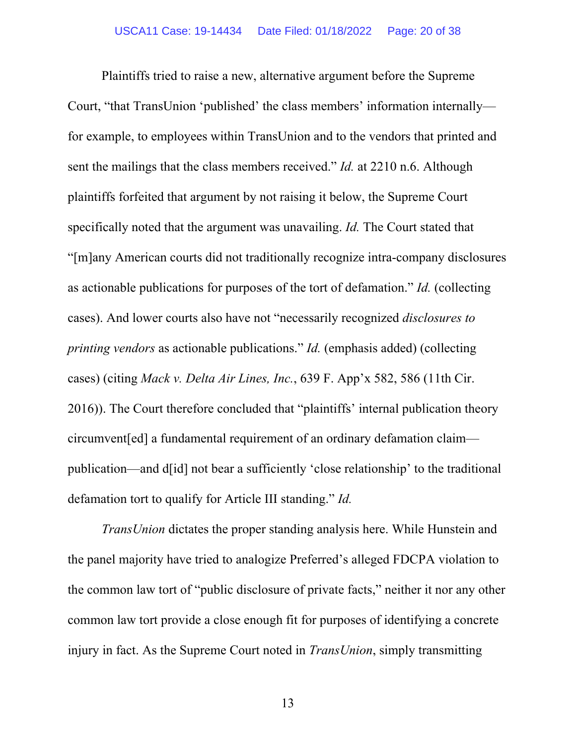Plaintiffs tried to raise a new, alternative argument before the Supreme Court, "that TransUnion 'published' the class members' information internally—for example, to employees within TransUnion and to the vendors that printed and sent the mailings that the class members received." *Id.* at 2210 n.6. Although plaintiffs forfeited that argument by not raising it below, the Supreme Court specifically noted that the argument was unavailing. *Id.* The Court stated that "[m]any American courts did not traditionally recognize intra-company disclosures as actionable publications for purposes of the tort of defamation." *Id.* (collecting cases). And lower courts also have not "necessarily recognized *disclosures to printing vendors* as actionable publications." *Id.* (emphasis added) (collecting cases) (citing *Mack v. Delta Air Lines, Inc.*, 639 F. App'x 582, 586 (11th Cir. 2016)). The Court therefore concluded that "plaintiffs' internal publication theory circumvent[ed] a fundamental requirement of an ordinary defamation claim—publication—and d[id] not bear a sufficiently 'close relationship' to the traditional defamation tort to qualify for Article III standing." *Id.*

*TransUnion* dictates the proper standing analysis here. While Hunstein and the panel majority have tried to analogize Preferred's alleged FDCPA violation to the common law tort of "public disclosure of private facts," neither it nor any other common law tort provide a close enough fit for purposes of identifying a concrete injury in fact. As the Supreme Court noted in *TransUnion*, simply transmitting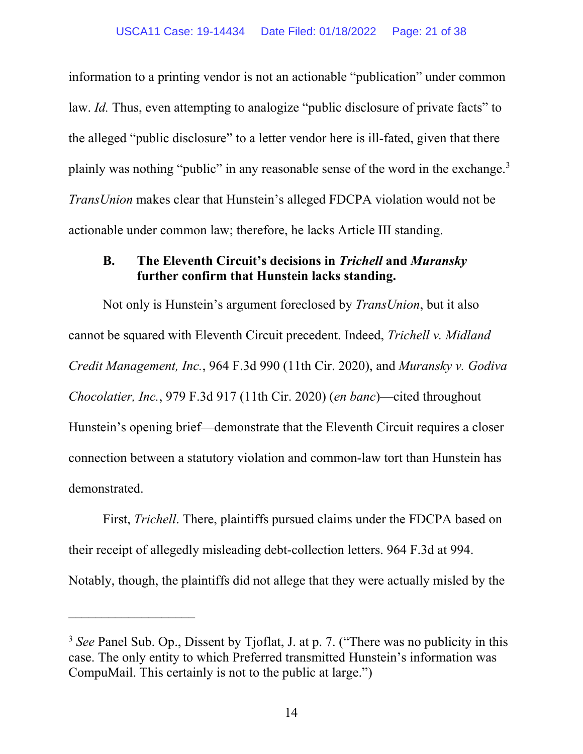information to a printing vendor is not an actionable "publication" under common law. *Id.* Thus, even attempting to analogize "public disclosure of private facts" to the alleged "public disclosure" to a letter vendor here is ill-fated, given that there plainly was nothing "public" in any reasonable sense of the word in the exchange.[3] *TransUnion* makes clear that Hunstein's alleged FDCPA violation would not be actionable under common law; therefore, he lacks Article III standing.

### B. The Eleventh Circuit's decisions in *Trichell* and *Muransky* further confirm that Hunstein lacks standing.

Not only is Hunstein's argument foreclosed by *TransUnion*, but it also cannot be squared with Eleventh Circuit precedent. Indeed, *Trichell v. Midland Credit Management, Inc.*, 964 F.3d 990 (11th Cir. 2020), and *Muransky v. Godiva Chocolatier, Inc.*, 979 F.3d 917 (11th Cir. 2020) (*en banc*)—cited throughout Hunstein's opening brief—demonstrate that the Eleventh Circuit requires a closer connection between a statutory violation and common-law tort than Hunstein has demonstrated.

First, *Trichell*. There, plaintiffs pursued claims under the FDCPA based on their receipt of allegedly misleading debt-collection letters. 964 F.3d at 994. Notably, though, the plaintiffs did not allege that they were actually misled by the

---

[3] *See* Panel Sub. Op., Dissent by Tjoflat, J. at p. 7. ("There was no publicity in this case. The only entity to which Preferred transmitted Hunstein's information was CompuMail. This certainly is not to the public at large.")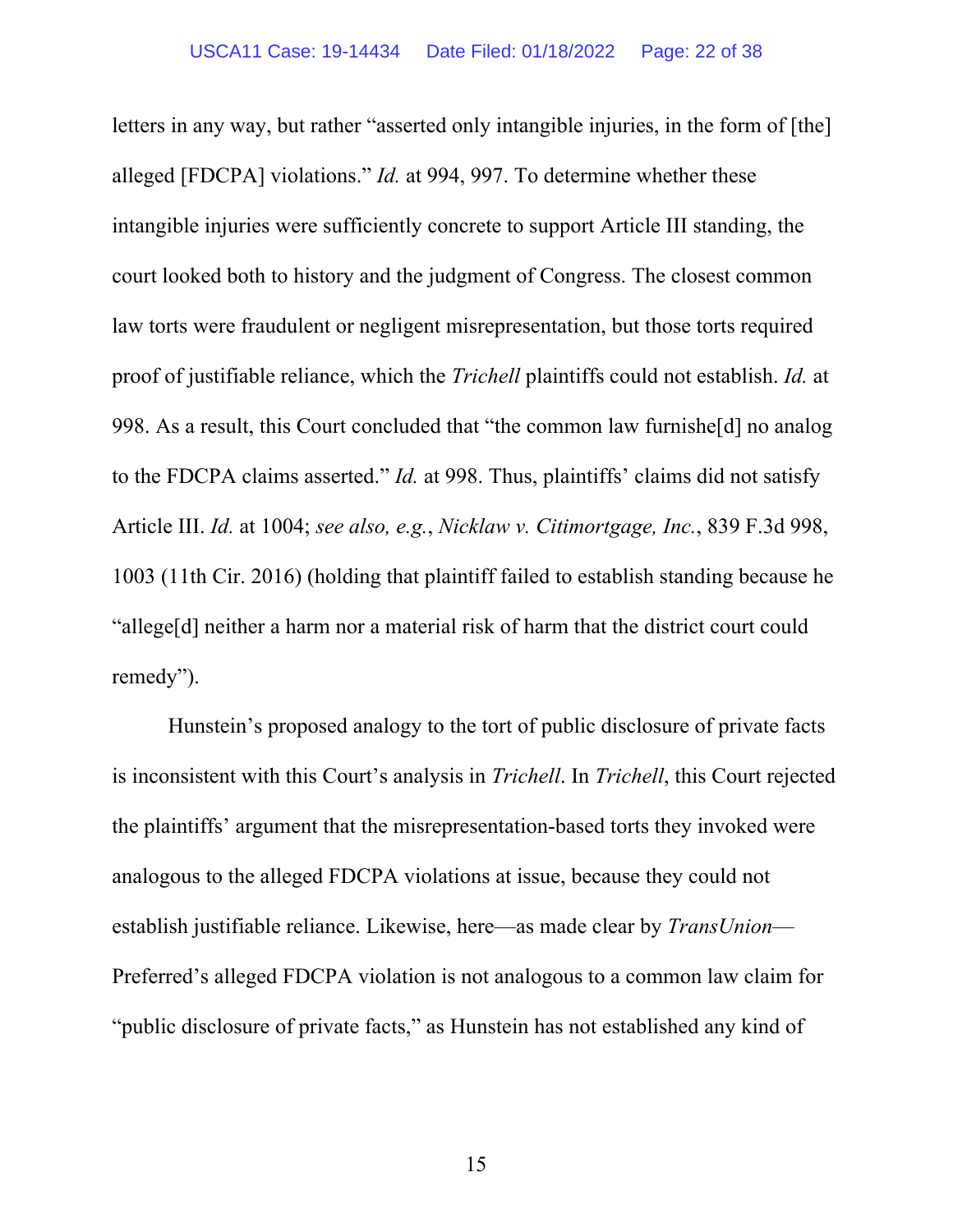letters in any way, but rather "asserted only intangible injuries, in the form of [the] alleged [FDCPA] violations." *Id.* at 994, 997. To determine whether these intangible injuries were sufficiently concrete to support Article III standing, the court looked both to history and the judgment of Congress. The closest common law torts were fraudulent or negligent misrepresentation, but those torts required proof of justifiable reliance, which the *Trichell* plaintiffs could not establish. *Id.* at 998. As a result, this Court concluded that "the common law furnishe[d] no analog to the FDCPA claims asserted." *Id.* at 998. Thus, plaintiffs' claims did not satisfy Article III. *Id.* at 1004; *see also, e.g.*, *Nicklaw v. Citimortgage, Inc.*, 839 F.3d 998, 1003 (11th Cir. 2016) (holding that plaintiff failed to establish standing because he "allege[d] neither a harm nor a material risk of harm that the district court could remedy").

Hunstein's proposed analogy to the tort of public disclosure of private facts is inconsistent with this Court's analysis in *Trichell*. In *Trichell*, this Court rejected the plaintiffs' argument that the misrepresentation-based torts they invoked were analogous to the alleged FDCPA violations at issue, because they could not establish justifiable reliance. Likewise, here—as made clear by *TransUnion*—Preferred's alleged FDCPA violation is not analogous to a common law claim for "public disclosure of private facts," as Hunstein has not established any kind of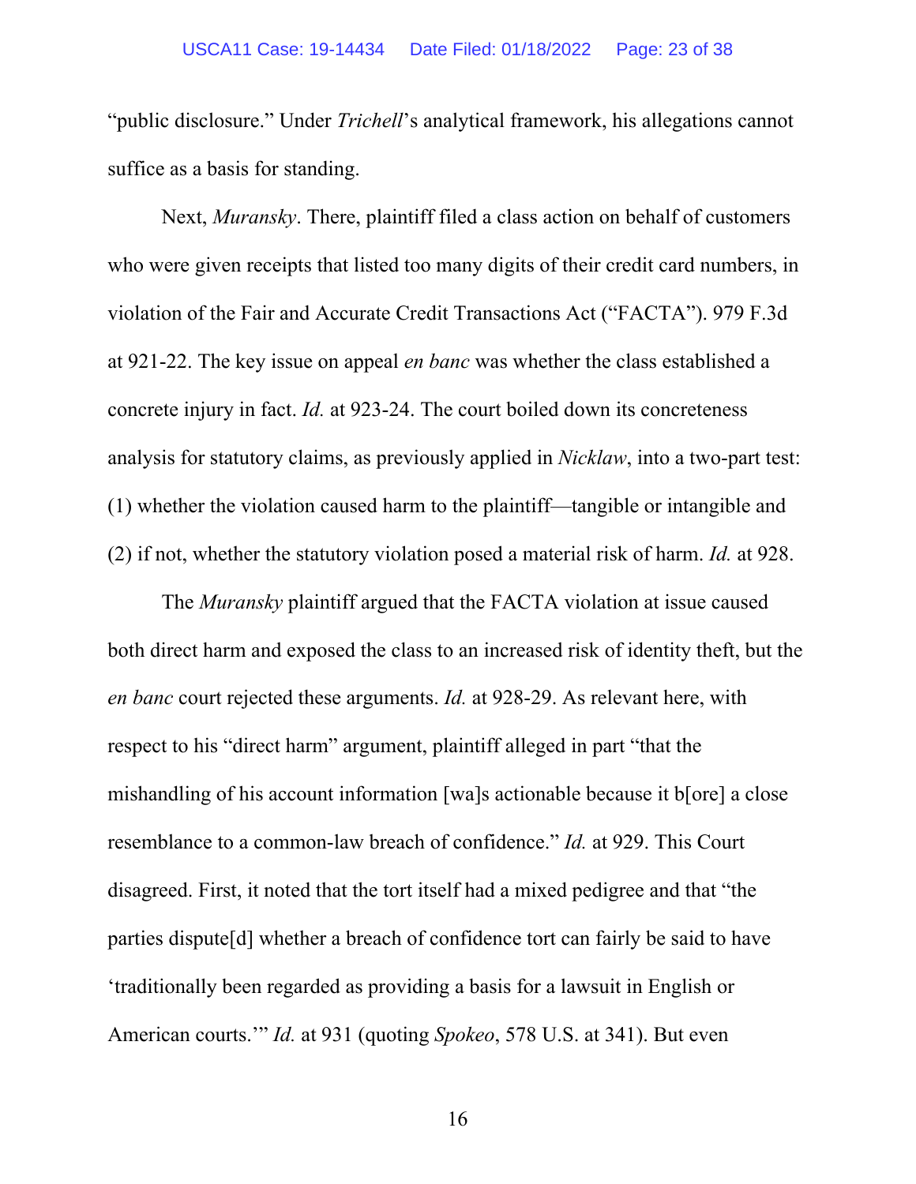"public disclosure." Under *Trichell*'s analytical framework, his allegations cannot suffice as a basis for standing.

Next, *Muransky*. There, plaintiff filed a class action on behalf of customers who were given receipts that listed too many digits of their credit card numbers, in violation of the Fair and Accurate Credit Transactions Act ("FACTA"). 979 F.3d at 921-22. The key issue on appeal *en banc* was whether the class established a concrete injury in fact. *Id.* at 923-24. The court boiled down its concreteness analysis for statutory claims, as previously applied in *Nicklaw*, into a two-part test: (1) whether the violation caused harm to the plaintiff—tangible or intangible and (2) if not, whether the statutory violation posed a material risk of harm. *Id.* at 928.

The *Muransky* plaintiff argued that the FACTA violation at issue caused both direct harm and exposed the class to an increased risk of identity theft, but the *en banc* court rejected these arguments. *Id.* at 928-29. As relevant here, with respect to his "direct harm" argument, plaintiff alleged in part "that the mishandling of his account information [wa]s actionable because it b[ore] a close resemblance to a common-law breach of confidence." *Id.* at 929. This Court disagreed. First, it noted that the tort itself had a mixed pedigree and that "the parties dispute[d] whether a breach of confidence tort can fairly be said to have 'traditionally been regarded as providing a basis for a lawsuit in English or American courts.'" *Id.* at 931 (quoting *Spokeo*, 578 U.S. at 341). But even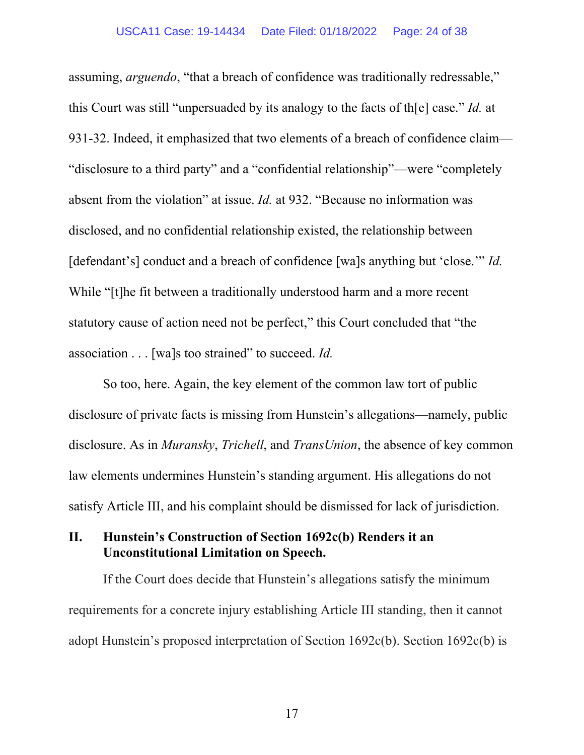assuming, *arguendo*, "that a breach of confidence was traditionally redressable," this Court was still "unpersuaded by its analogy to the facts of th[e] case." *Id.* at 931-32. Indeed, it emphasized that two elements of a breach of confidence claim—"disclosure to a third party" and a "confidential relationship"—were "completely absent from the violation" at issue. *Id.* at 932. "Because no information was disclosed, and no confidential relationship existed, the relationship between [defendant's] conduct and a breach of confidence [wa]s anything but 'close.'" *Id.* While "[t]he fit between a traditionally understood harm and a more recent statutory cause of action need not be perfect," this Court concluded that "the association . . . [wa]s too strained" to succeed. *Id.*

So too, here. Again, the key element of the common law tort of public disclosure of private facts is missing from Hunstein's allegations—namely, public disclosure. As in *Muransky*, *Trichell*, and *TransUnion*, the absence of key common law elements undermines Hunstein's standing argument. His allegations do not satisfy Article III, and his complaint should be dismissed for lack of jurisdiction.

## II. Hunstein's Construction of Section 1692c(b) Renders it an Unconstitutional Limitation on Speech.

If the Court does decide that Hunstein's allegations satisfy the minimum requirements for a concrete injury establishing Article III standing, then it cannot adopt Hunstein's proposed interpretation of Section 1692c(b). Section 1692c(b) is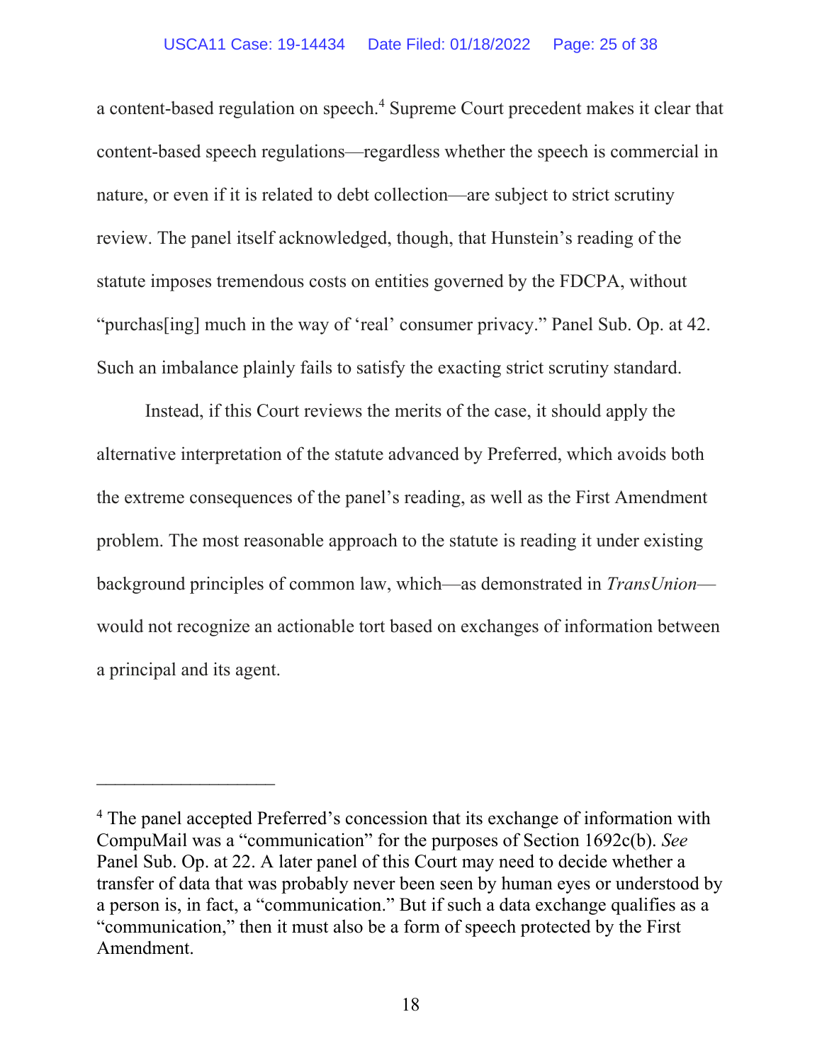a content-based regulation on speech.[4] Supreme Court precedent makes it clear that content-based speech regulations—regardless whether the speech is commercial in nature, or even if it is related to debt collection—are subject to strict scrutiny review. The panel itself acknowledged, though, that Hunstein's reading of the statute imposes tremendous costs on entities governed by the FDCPA, without "purchas[ing] much in the way of 'real' consumer privacy." Panel Sub. Op. at 42. Such an imbalance plainly fails to satisfy the exacting strict scrutiny standard.

Instead, if this Court reviews the merits of the case, it should apply the alternative interpretation of the statute advanced by Preferred, which avoids both the extreme consequences of the panel's reading, as well as the First Amendment problem. The most reasonable approach to the statute is reading it under existing background principles of common law, which—as demonstrated in *TransUnion*—would not recognize an actionable tort based on exchanges of information between a principal and its agent.

---

[4] The panel accepted Preferred's concession that its exchange of information with CompuMail was a "communication" for the purposes of Section 1692c(b). *See* Panel Sub. Op. at 22. A later panel of this Court may need to decide whether a transfer of data that was probably never been seen by human eyes or understood by a person is, in fact, a "communication." But if such a data exchange qualifies as a "communication," then it must also be a form of speech protected by the First Amendment.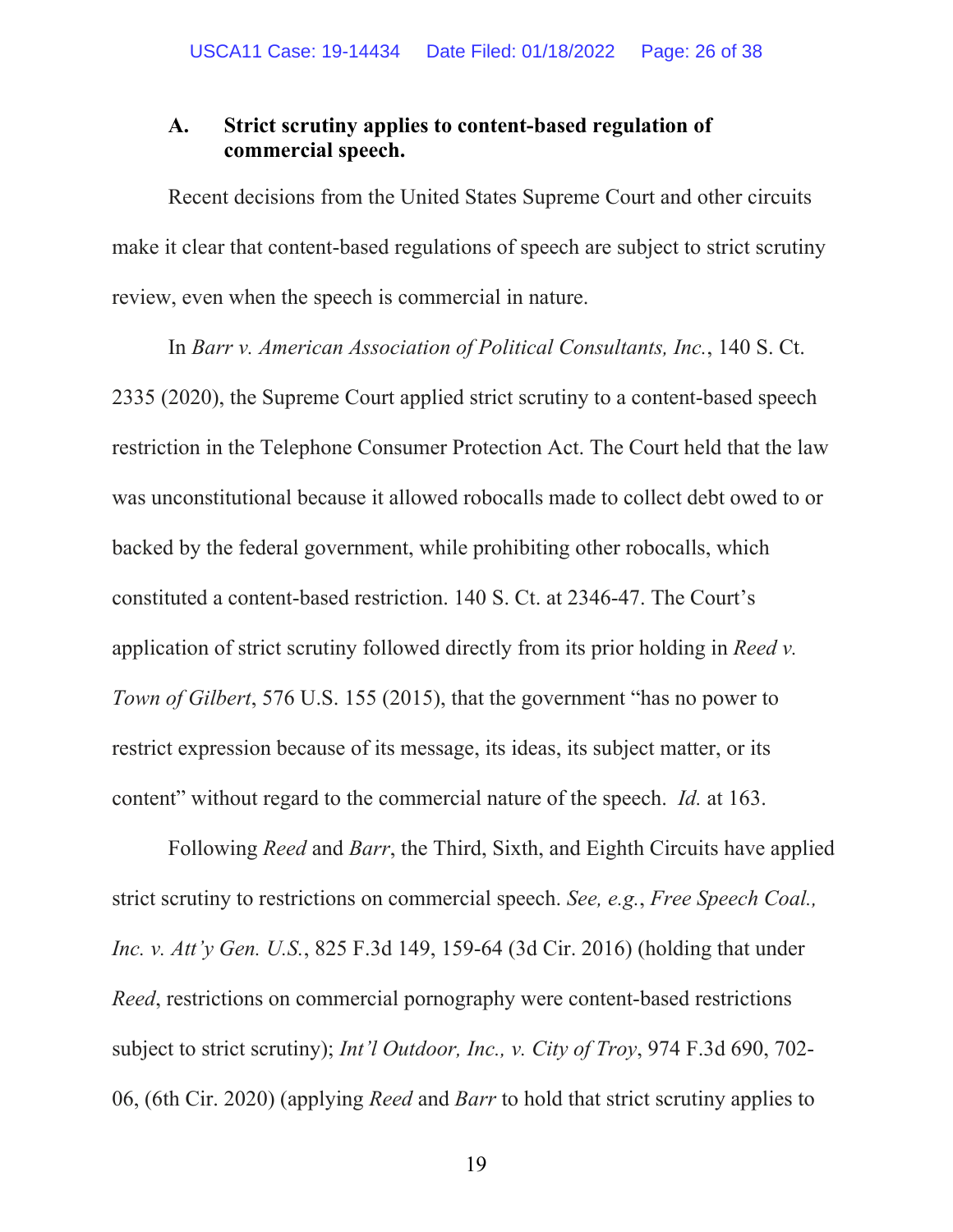### A. Strict scrutiny applies to content-based regulation of commercial speech.

Recent decisions from the United States Supreme Court and other circuits make it clear that content-based regulations of speech are subject to strict scrutiny review, even when the speech is commercial in nature.

In *Barr v. American Association of Political Consultants, Inc.*, 140 S. Ct. 2335 (2020), the Supreme Court applied strict scrutiny to a content-based speech restriction in the Telephone Consumer Protection Act. The Court held that the law was unconstitutional because it allowed robocalls made to collect debt owed to or backed by the federal government, while prohibiting other robocalls, which constituted a content-based restriction. 140 S. Ct. at 2346-47. The Court's application of strict scrutiny followed directly from its prior holding in *Reed v. Town of Gilbert*, 576 U.S. 155 (2015), that the government "has no power to restrict expression because of its message, its ideas, its subject matter, or its content" without regard to the commercial nature of the speech. *Id.* at 163.

Following *Reed* and *Barr*, the Third, Sixth, and Eighth Circuits have applied strict scrutiny to restrictions on commercial speech. *See, e.g.*, *Free Speech Coal., Inc. v. Att'y Gen. U.S.*, 825 F.3d 149, 159-64 (3d Cir. 2016) (holding that under *Reed*, restrictions on commercial pornography were content-based restrictions subject to strict scrutiny); *Int'l Outdoor, Inc., v. City of Troy*, 974 F.3d 690, 702-06, (6th Cir. 2020) (applying *Reed* and *Barr* to hold that strict scrutiny applies to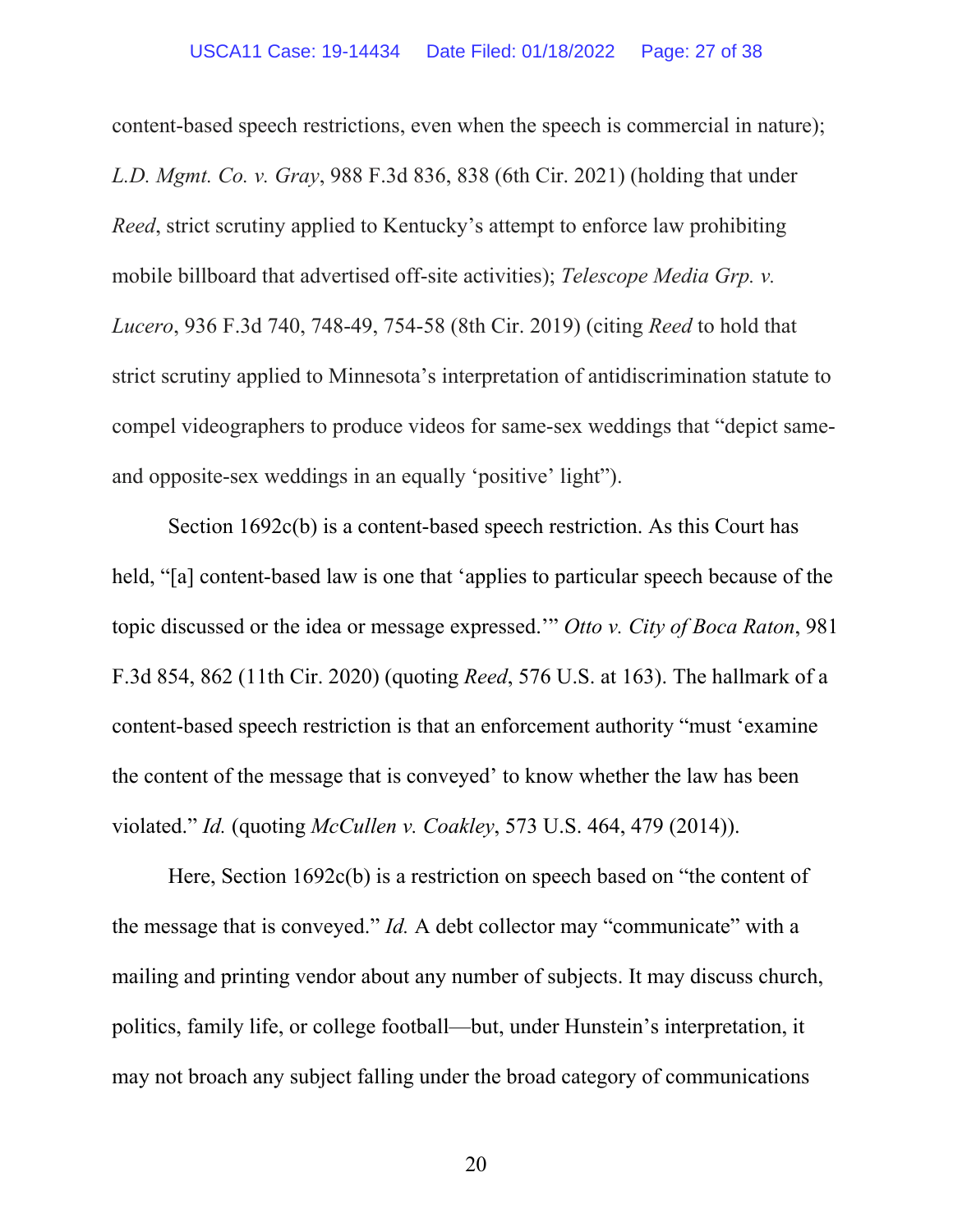content-based speech restrictions, even when the speech is commercial in nature); *L.D. Mgmt. Co. v. Gray*, 988 F.3d 836, 838 (6th Cir. 2021) (holding that under *Reed*, strict scrutiny applied to Kentucky's attempt to enforce law prohibiting mobile billboard that advertised off-site activities); *Telescope Media Grp. v. Lucero*, 936 F.3d 740, 748-49, 754-58 (8th Cir. 2019) (citing *Reed* to hold that strict scrutiny applied to Minnesota's interpretation of antidiscrimination statute to compel videographers to produce videos for same-sex weddings that "depict same- and opposite-sex weddings in an equally 'positive' light").

Section 1692c(b) is a content-based speech restriction. As this Court has held, "[a] content-based law is one that 'applies to particular speech because of the topic discussed or the idea or message expressed.'" *Otto v. City of Boca Raton*, 981 F.3d 854, 862 (11th Cir. 2020) (quoting *Reed*, 576 U.S. at 163). The hallmark of a content-based speech restriction is that an enforcement authority "must 'examine the content of the message that is conveyed' to know whether the law has been violated." *Id.* (quoting *McCullen v. Coakley*, 573 U.S. 464, 479 (2014)).

Here, Section 1692c(b) is a restriction on speech based on "the content of the message that is conveyed." *Id.* A debt collector may "communicate" with a mailing and printing vendor about any number of subjects. It may discuss church, politics, family life, or college football—but, under Hunstein's interpretation, it may not broach any subject falling under the broad category of communications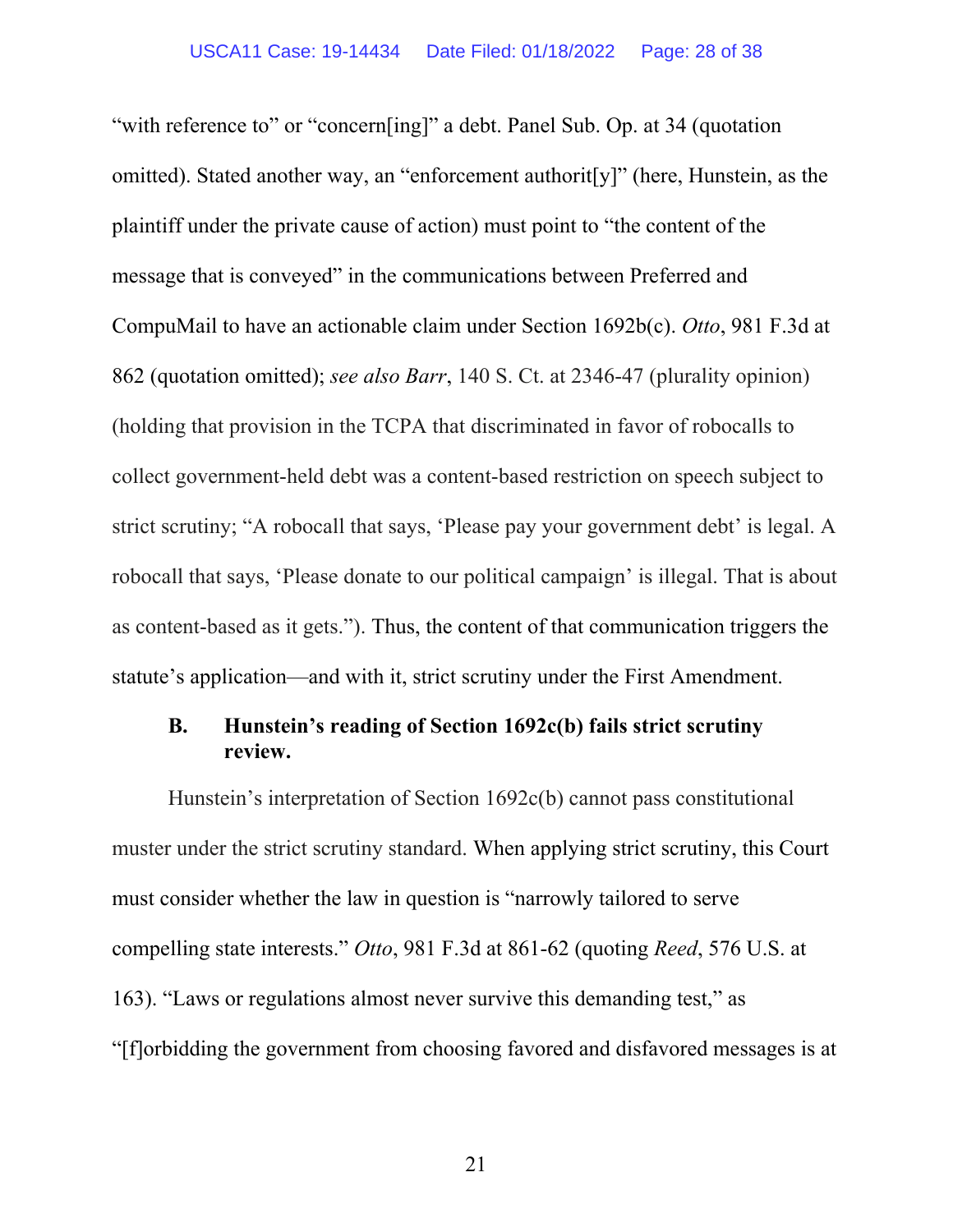"with reference to" or "concern[ing]" a debt. Panel Sub. Op. at 34 (quotation omitted). Stated another way, an "enforcement authorit[y]" (here, Hunstein, as the plaintiff under the private cause of action) must point to "the content of the message that is conveyed" in the communications between Preferred and CompuMail to have an actionable claim under Section 1692b(c). *Otto*, 981 F.3d at 862 (quotation omitted); *see also Barr*, 140 S. Ct. at 2346-47 (plurality opinion) (holding that provision in the TCPA that discriminated in favor of robocalls to collect government-held debt was a content-based restriction on speech subject to strict scrutiny; "A robocall that says, 'Please pay your government debt' is legal. A robocall that says, 'Please donate to our political campaign' is illegal. That is about as content-based as it gets."). Thus, the content of that communication triggers the statute's application—and with it, strict scrutiny under the First Amendment.

### B. Hunstein's reading of Section 1692c(b) fails strict scrutiny review.

Hunstein's interpretation of Section 1692c(b) cannot pass constitutional muster under the strict scrutiny standard. When applying strict scrutiny, this Court must consider whether the law in question is "narrowly tailored to serve compelling state interests." *Otto*, 981 F.3d at 861-62 (quoting *Reed*, 576 U.S. at 163). "Laws or regulations almost never survive this demanding test," as "[f]orbidding the government from choosing favored and disfavored messages is at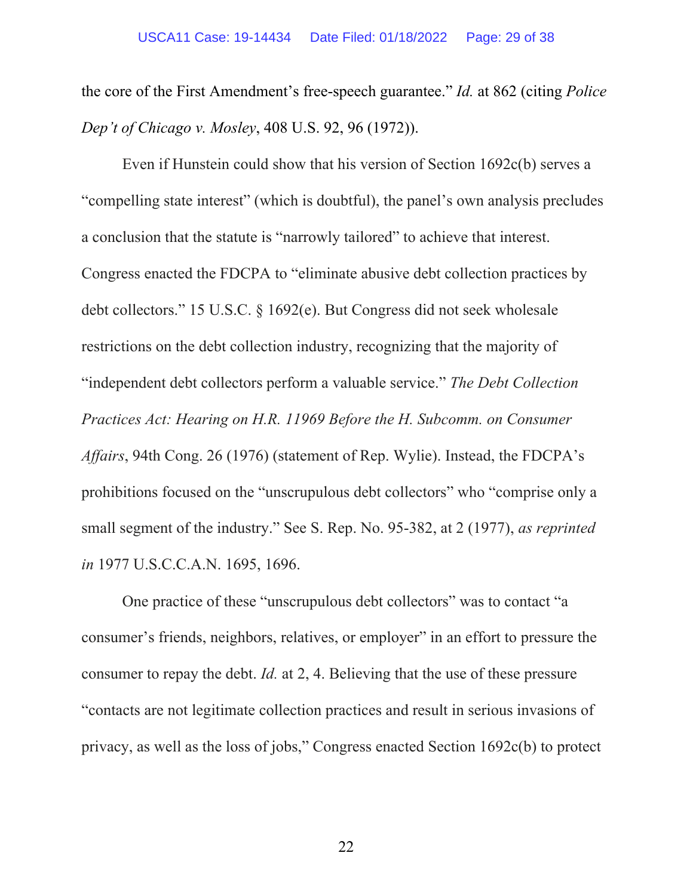the core of the First Amendment's free-speech guarantee." *Id.* at 862 (citing *Police Dep't of Chicago v. Mosley*, 408 U.S. 92, 96 (1972)).

Even if Hunstein could show that his version of Section 1692c(b) serves a "compelling state interest" (which is doubtful), the panel's own analysis precludes a conclusion that the statute is "narrowly tailored" to achieve that interest. Congress enacted the FDCPA to "eliminate abusive debt collection practices by debt collectors." 15 U.S.C. § 1692(e). But Congress did not seek wholesale restrictions on the debt collection industry, recognizing that the majority of "independent debt collectors perform a valuable service." *The Debt Collection Practices Act: Hearing on H.R. 11969 Before the H. Subcomm. on Consumer Affairs*, 94th Cong. 26 (1976) (statement of Rep. Wylie). Instead, the FDCPA's prohibitions focused on the "unscrupulous debt collectors" who "comprise only a small segment of the industry." See S. Rep. No. 95-382, at 2 (1977), *as reprinted in* 1977 U.S.C.C.A.N. 1695, 1696.

One practice of these "unscrupulous debt collectors" was to contact "a consumer's friends, neighbors, relatives, or employer" in an effort to pressure the consumer to repay the debt. *Id.* at 2, 4. Believing that the use of these pressure "contacts are not legitimate collection practices and result in serious invasions of privacy, as well as the loss of jobs," Congress enacted Section 1692c(b) to protect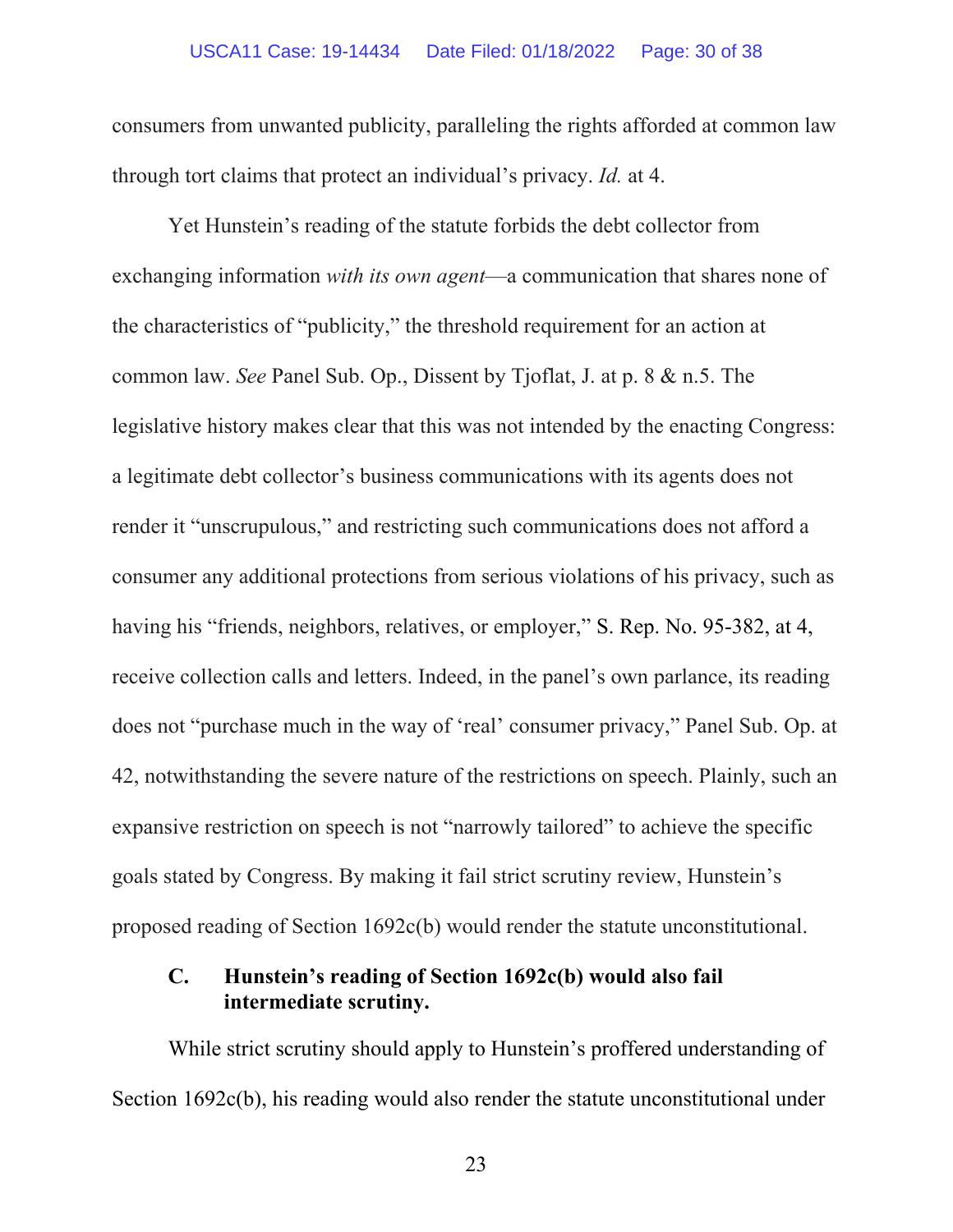consumers from unwanted publicity, paralleling the rights afforded at common law through tort claims that protect an individual's privacy. *Id.* at 4.

Yet Hunstein's reading of the statute forbids the debt collector from exchanging information *with its own agent*—a communication that shares none of the characteristics of "publicity," the threshold requirement for an action at common law. *See* Panel Sub. Op., Dissent by Tjoflat, J. at p. 8 & n.5. The legislative history makes clear that this was not intended by the enacting Congress: a legitimate debt collector's business communications with its agents does not render it "unscrupulous," and restricting such communications does not afford a consumer any additional protections from serious violations of his privacy, such as having his "friends, neighbors, relatives, or employer," S. Rep. No. 95-382, at 4, receive collection calls and letters. Indeed, in the panel's own parlance, its reading does not "purchase much in the way of 'real' consumer privacy," Panel Sub. Op. at 42, notwithstanding the severe nature of the restrictions on speech. Plainly, such an expansive restriction on speech is not "narrowly tailored" to achieve the specific goals stated by Congress. By making it fail strict scrutiny review, Hunstein's proposed reading of Section 1692c(b) would render the statute unconstitutional.

### C. Hunstein's reading of Section 1692c(b) would also fail intermediate scrutiny.

While strict scrutiny should apply to Hunstein's proffered understanding of Section 1692c(b), his reading would also render the statute unconstitutional under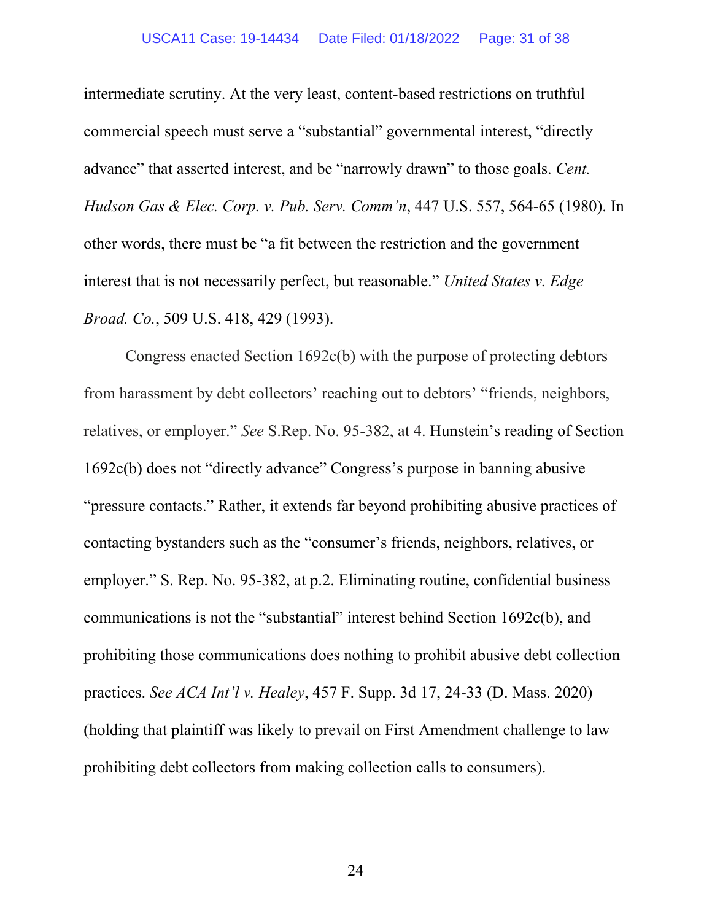intermediate scrutiny. At the very least, content-based restrictions on truthful commercial speech must serve a "substantial" governmental interest, "directly advance" that asserted interest, and be "narrowly drawn" to those goals. *Cent. Hudson Gas & Elec. Corp. v. Pub. Serv. Comm'n*, 447 U.S. 557, 564-65 (1980). In other words, there must be "a fit between the restriction and the government interest that is not necessarily perfect, but reasonable." *United States v. Edge Broad. Co.*, 509 U.S. 418, 429 (1993).

Congress enacted Section 1692c(b) with the purpose of protecting debtors from harassment by debt collectors' reaching out to debtors' "friends, neighbors, relatives, or employer." *See* S.Rep. No. 95-382, at 4. Hunstein's reading of Section 1692c(b) does not "directly advance" Congress's purpose in banning abusive "pressure contacts." Rather, it extends far beyond prohibiting abusive practices of contacting bystanders such as the "consumer's friends, neighbors, relatives, or employer." S. Rep. No. 95-382, at p.2. Eliminating routine, confidential business communications is not the "substantial" interest behind Section 1692c(b), and prohibiting those communications does nothing to prohibit abusive debt collection practices. *See ACA Int'l v. Healey*, 457 F. Supp. 3d 17, 24-33 (D. Mass. 2020) (holding that plaintiff was likely to prevail on First Amendment challenge to law prohibiting debt collectors from making collection calls to consumers).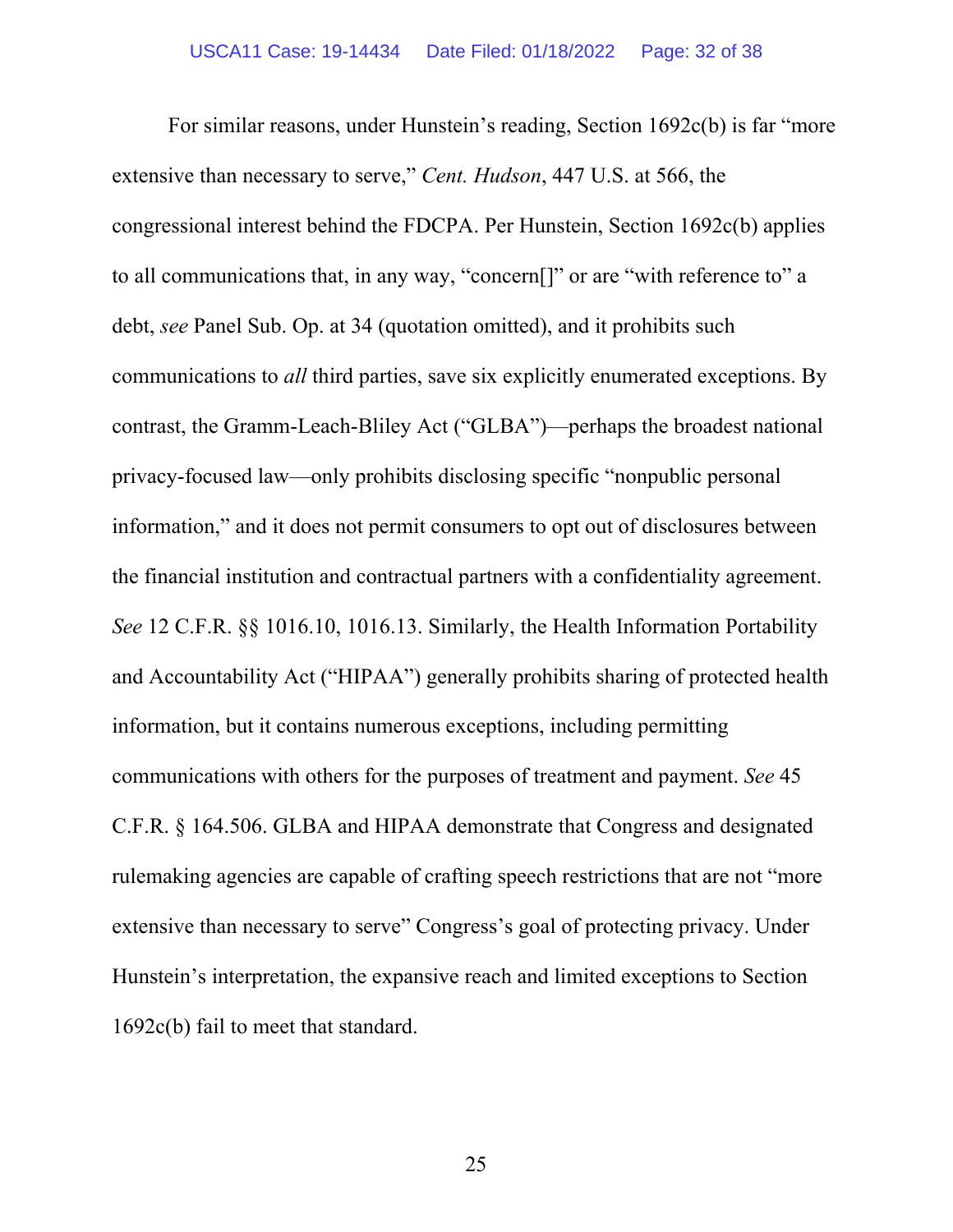For similar reasons, under Hunstein's reading, Section 1692c(b) is far "more extensive than necessary to serve," *Cent. Hudson*, 447 U.S. at 566, the congressional interest behind the FDCPA. Per Hunstein, Section 1692c(b) applies to all communications that, in any way, "concern[]" or are "with reference to" a debt, *see* Panel Sub. Op. at 34 (quotation omitted), and it prohibits such communications to *all* third parties, save six explicitly enumerated exceptions. By contrast, the Gramm-Leach-Bliley Act ("GLBA")—perhaps the broadest national privacy-focused law—only prohibits disclosing specific "nonpublic personal information," and it does not permit consumers to opt out of disclosures between the financial institution and contractual partners with a confidentiality agreement. *See* 12 C.F.R. §§ 1016.10, 1016.13. Similarly, the Health Information Portability and Accountability Act ("HIPAA") generally prohibits sharing of protected health information, but it contains numerous exceptions, including permitting communications with others for the purposes of treatment and payment. *See* 45 C.F.R. § 164.506. GLBA and HIPAA demonstrate that Congress and designated rulemaking agencies are capable of crafting speech restrictions that are not "more extensive than necessary to serve" Congress's goal of protecting privacy. Under Hunstein's interpretation, the expansive reach and limited exceptions to Section 1692c(b) fail to meet that standard.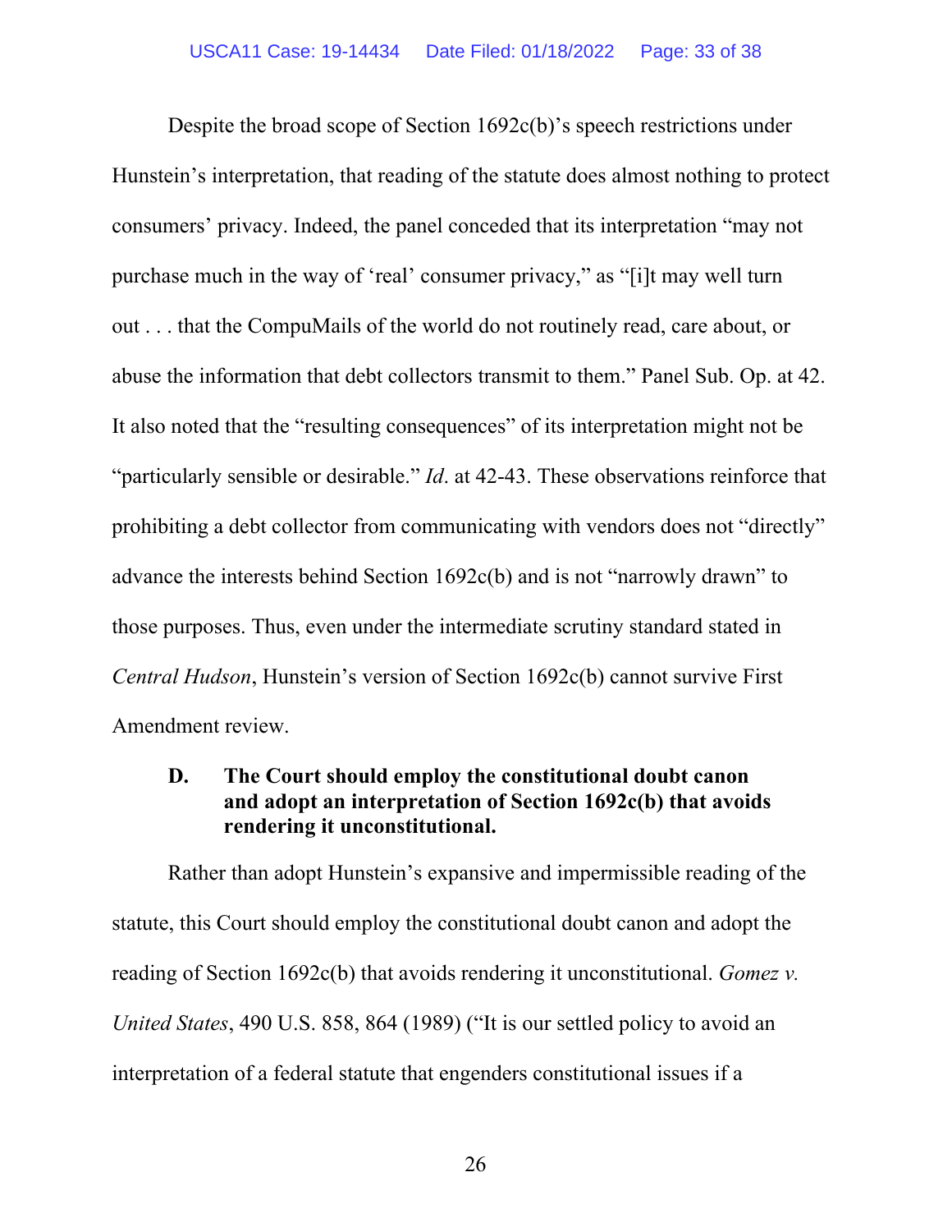Despite the broad scope of Section 1692c(b)'s speech restrictions under Hunstein's interpretation, that reading of the statute does almost nothing to protect consumers' privacy. Indeed, the panel conceded that its interpretation "may not purchase much in the way of 'real' consumer privacy," as "[i]t may well turn out . . . that the CompuMails of the world do not routinely read, care about, or abuse the information that debt collectors transmit to them." Panel Sub. Op. at 42. It also noted that the "resulting consequences" of its interpretation might not be "particularly sensible or desirable." *Id*. at 42-43. These observations reinforce that prohibiting a debt collector from communicating with vendors does not "directly" advance the interests behind Section 1692c(b) and is not "narrowly drawn" to those purposes. Thus, even under the intermediate scrutiny standard stated in *Central Hudson*, Hunstein's version of Section 1692c(b) cannot survive First Amendment review.

### D. The Court should employ the constitutional doubt canon and adopt an interpretation of Section 1692c(b) that avoids rendering it unconstitutional.

Rather than adopt Hunstein's expansive and impermissible reading of the statute, this Court should employ the constitutional doubt canon and adopt the reading of Section 1692c(b) that avoids rendering it unconstitutional. *Gomez v. United States*, 490 U.S. 858, 864 (1989) ("It is our settled policy to avoid an interpretation of a federal statute that engenders constitutional issues if a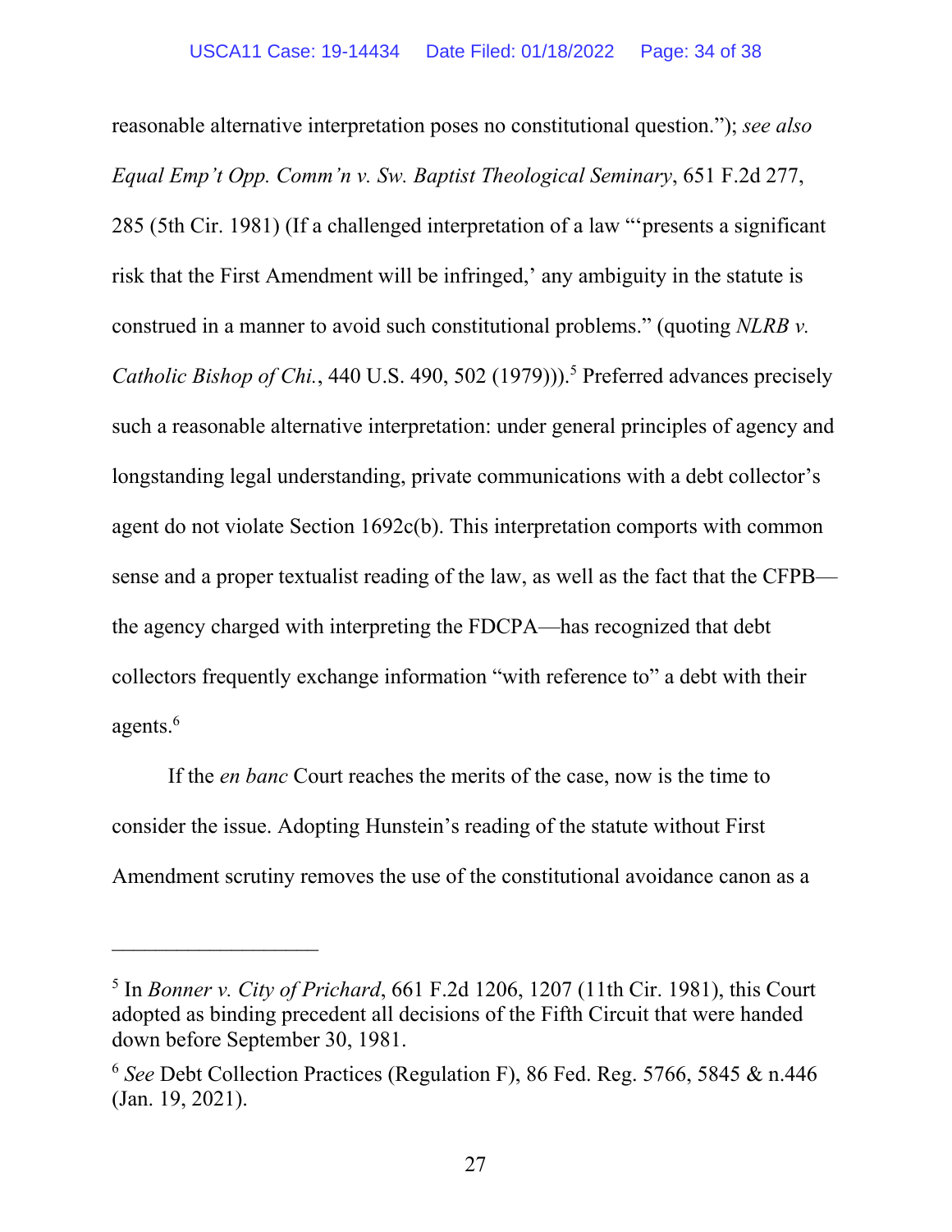reasonable alternative interpretation poses no constitutional question."); *see also* *Equal Emp't Opp. Comm'n v. Sw. Baptist Theological Seminary*, 651 F.2d 277, 285 (5th Cir. 1981) (If a challenged interpretation of a law "'presents a significant risk that the First Amendment will be infringed,' any ambiguity in the statute is construed in a manner to avoid such constitutional problems." (quoting *NLRB v. Catholic Bishop of Chi.*, 440 U.S. 490, 502 (1979))).[5] Preferred advances precisely such a reasonable alternative interpretation: under general principles of agency and longstanding legal understanding, private communications with a debt collector's agent do not violate Section 1692c(b). This interpretation comports with common sense and a proper textualist reading of the law, as well as the fact that the CFPB—the agency charged with interpreting the FDCPA—has recognized that debt collectors frequently exchange information "with reference to" a debt with their agents.[6]

If the *en banc* Court reaches the merits of the case, now is the time to consider the issue. Adopting Hunstein's reading of the statute without First Amendment scrutiny removes the use of the constitutional avoidance canon as a

---

[5] In *Bonner v. City of Prichard*, 661 F.2d 1206, 1207 (11th Cir. 1981), this Court adopted as binding precedent all decisions of the Fifth Circuit that were handed down before September 30, 1981.

[6] *See* Debt Collection Practices (Regulation F), 86 Fed. Reg. 5766, 5845 & n.446 (Jan. 19, 2021).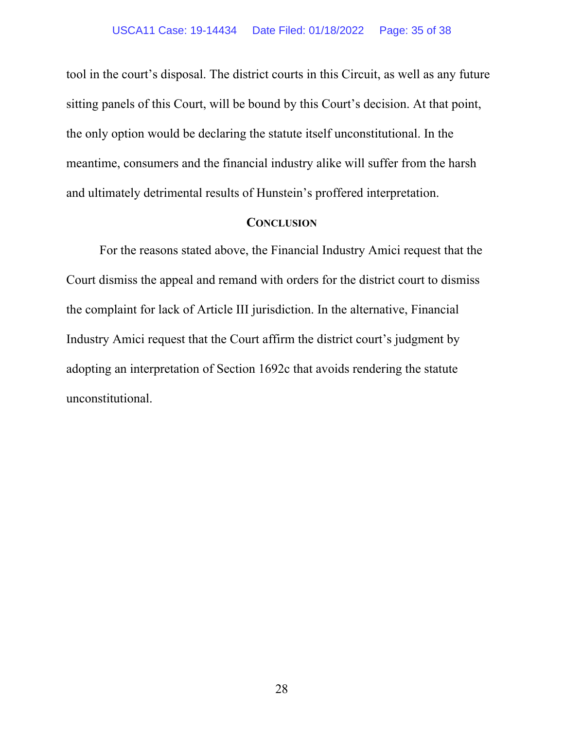tool in the court's disposal. The district courts in this Circuit, as well as any future sitting panels of this Court, will be bound by this Court's decision. At that point, the only option would be declaring the statute itself unconstitutional. In the meantime, consumers and the financial industry alike will suffer from the harsh and ultimately detrimental results of Hunstein's proffered interpretation.

## CONCLUSION

For the reasons stated above, the Financial Industry Amici request that the Court dismiss the appeal and remand with orders for the district court to dismiss the complaint for lack of Article III jurisdiction. In the alternative, Financial Industry Amici request that the Court affirm the district court's judgment by adopting an interpretation of Section 1692c that avoids rendering the statute unconstitutional.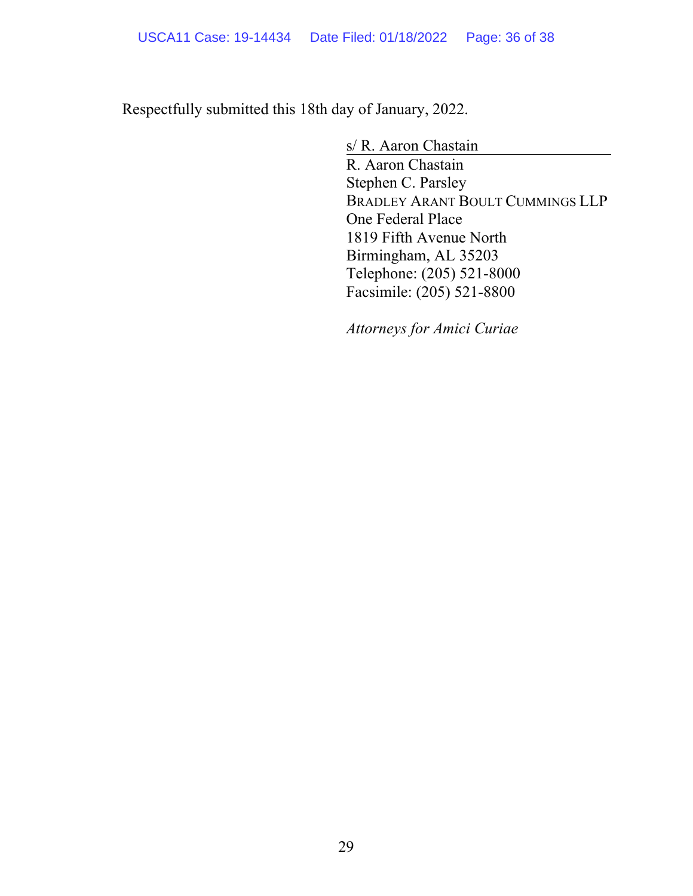Respectfully submitted this 18th day of January, 2022.

s/ R. Aaron Chastain
R. Aaron Chastain
Stephen C. Parsley
BRADLEY ARANT BOULT CUMMINGS LLP
One Federal Place
1819 Fifth Avenue North
Birmingham, AL 35203
Telephone: (205) 521-8000
Facsimile: (205) 521-8800

*Attorneys for Amici Curiae*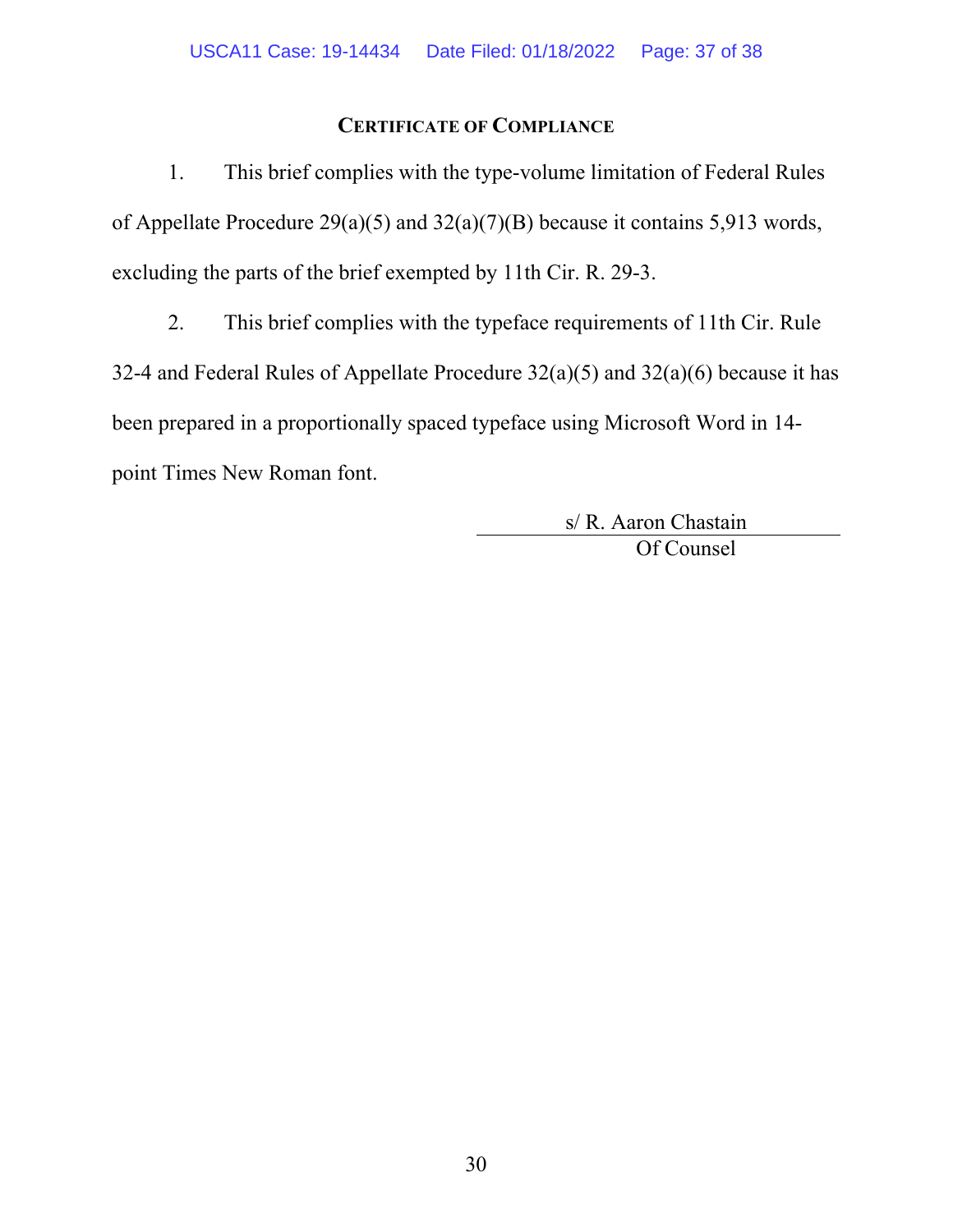## CERTIFICATE OF COMPLIANCE

1. This brief complies with the type-volume limitation of Federal Rules of Appellate Procedure 29(a)(5) and 32(a)(7)(B) because it contains 5,913 words, excluding the parts of the brief exempted by 11th Cir. R. 29-3.

2. This brief complies with the typeface requirements of 11th Cir. Rule 32-4 and Federal Rules of Appellate Procedure 32(a)(5) and 32(a)(6) because it has been prepared in a proportionally spaced typeface using Microsoft Word in 14-point Times New Roman font.

s/ R. Aaron Chastain
Of Counsel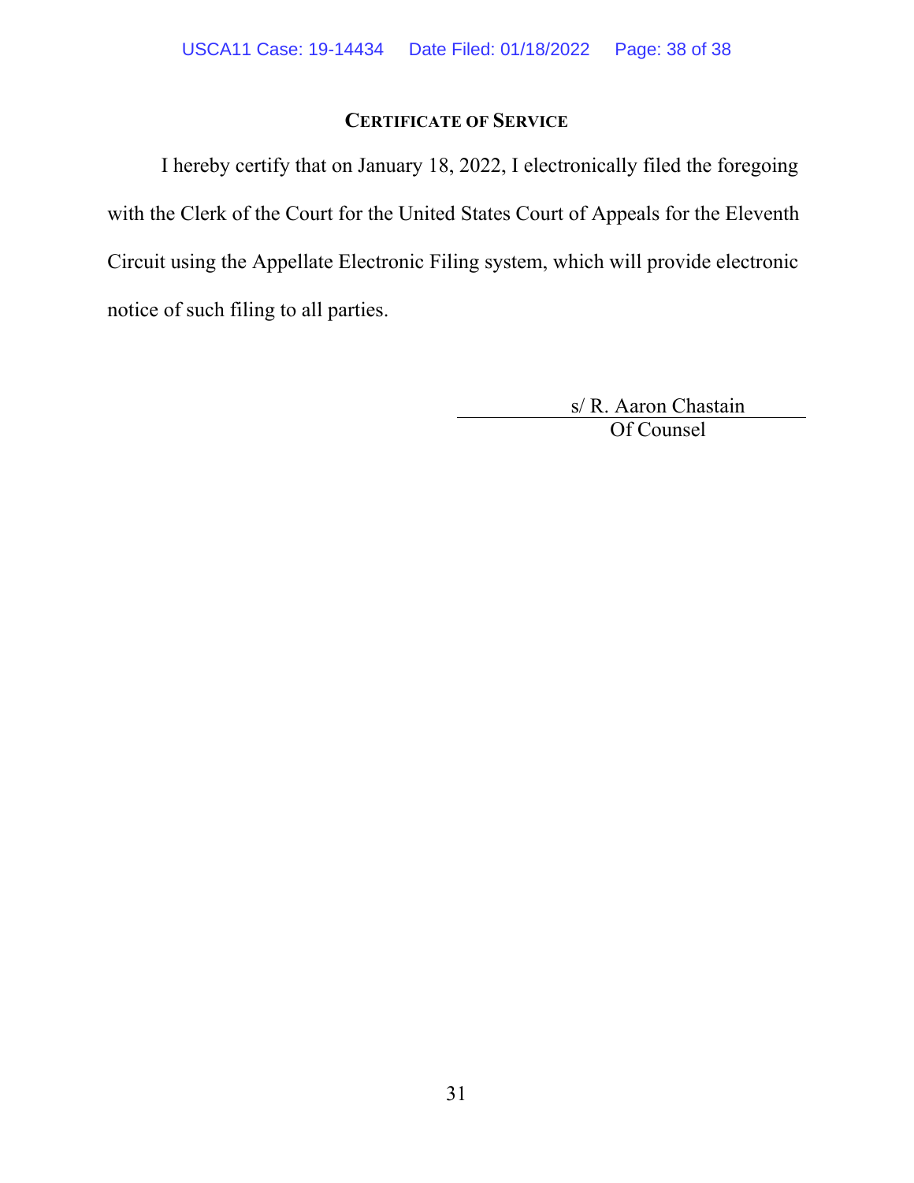## CERTIFICATE OF SERVICE

I hereby certify that on January 18, 2022, I electronically filed the foregoing with the Clerk of the Court for the United States Court of Appeals for the Eleventh Circuit using the Appellate Electronic Filing system, which will provide electronic notice of such filing to all parties.

s/ R. Aaron Chastain
Of Counsel